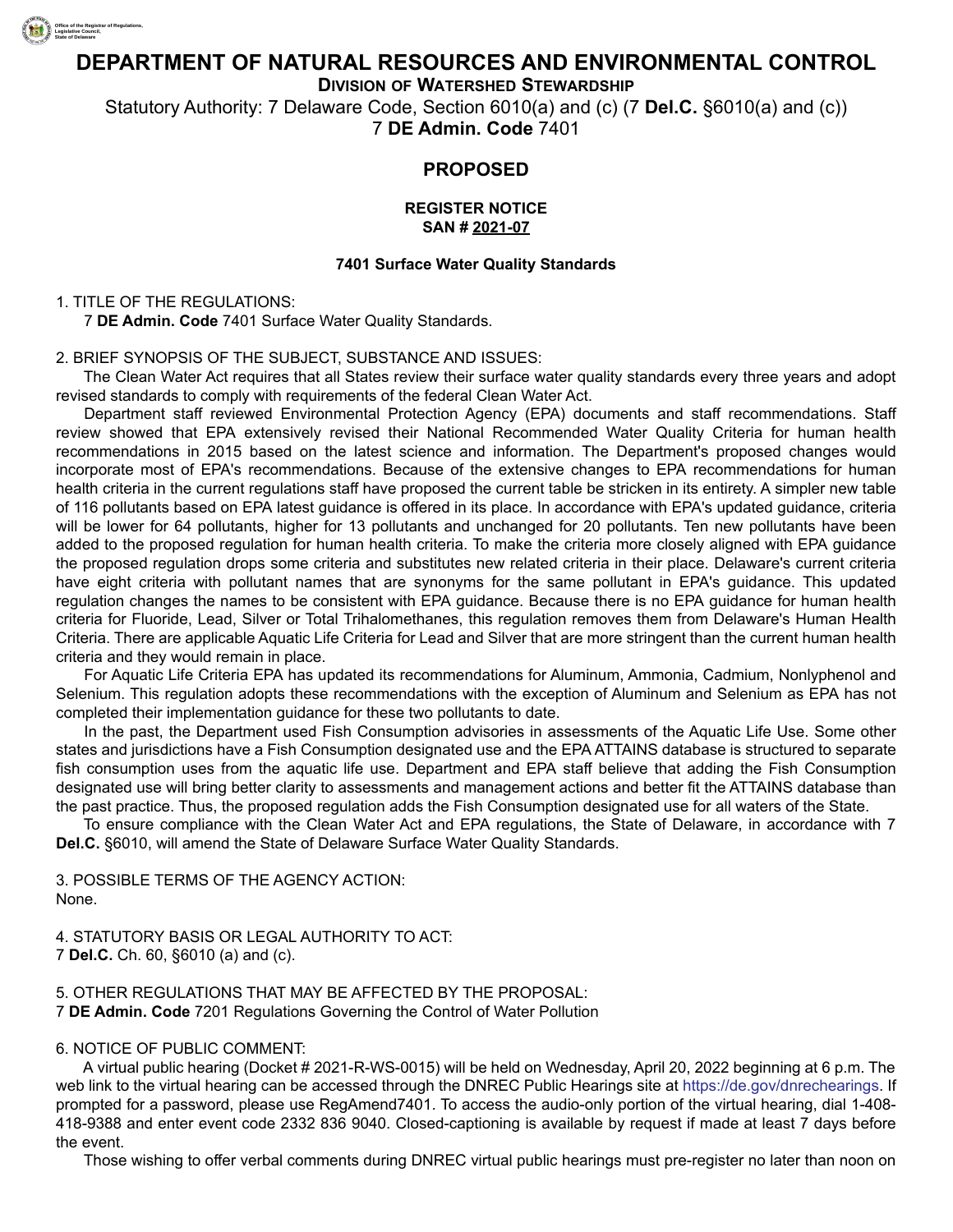# DEPARTMENT OF NATURAL RESOURCES AND ENVIRONMENTAL CONTROL

## DIVISION OF WATERSHED STEWARDSHIP

Statutory Authority: 7 Delaware Code, Section 6010(a) and (c) (7 **Del.C.** §6010(a) and (c))
7 **DE Admin. Code** 7401

## PROPOSED

**REGISTER NOTICE**
**SAN # 2021-07**

**7401 Surface Water Quality Standards**

1. TITLE OF THE REGULATIONS:
   7 **DE Admin. Code** 7401 Surface Water Quality Standards.

2. BRIEF SYNOPSIS OF THE SUBJECT, SUBSTANCE AND ISSUES:

The Clean Water Act requires that all States review their surface water quality standards every three years and adopt revised standards to comply with requirements of the federal Clean Water Act.

Department staff reviewed Environmental Protection Agency (EPA) documents and staff recommendations. Staff review showed that EPA extensively revised their National Recommended Water Quality Criteria for human health recommendations in 2015 based on the latest science and information. The Department's proposed changes would incorporate most of EPA's recommendations. Because of the extensive changes to EPA recommendations for human health criteria in the current regulations staff have proposed the current table be stricken in its entirety. A simpler new table of 116 pollutants based on EPA latest guidance is offered in its place. In accordance with EPA's updated guidance, criteria will be lower for 64 pollutants, higher for 13 pollutants and unchanged for 20 pollutants. Ten new pollutants have been added to the proposed regulation for human health criteria. To make the criteria more closely aligned with EPA guidance the proposed regulation drops some criteria and substitutes new related criteria in their place. Delaware's current criteria have eight criteria with pollutant names that are synonyms for the same pollutant in EPA's guidance. This updated regulation changes the names to be consistent with EPA guidance. Because there is no EPA guidance for human health criteria for Fluoride, Lead, Silver or Total Trihalomethanes, this regulation removes them from Delaware's Human Health Criteria. There are applicable Aquatic Life Criteria for Lead and Silver that are more stringent than the current human health criteria and they would remain in place.

For Aquatic Life Criteria EPA has updated its recommendations for Aluminum, Ammonia, Cadmium, Nonlyphenol and Selenium. This regulation adopts these recommendations with the exception of Aluminum and Selenium as EPA has not completed their implementation guidance for these two pollutants to date.

In the past, the Department used Fish Consumption advisories in assessments of the Aquatic Life Use. Some other states and jurisdictions have a Fish Consumption designated use and the EPA ATTAINS database is structured to separate fish consumption uses from the aquatic life use. Department and EPA staff believe that adding the Fish Consumption designated use will bring better clarity to assessments and management actions and better fit the ATTAINS database than the past practice. Thus, the proposed regulation adds the Fish Consumption designated use for all waters of the State.

To ensure compliance with the Clean Water Act and EPA regulations, the State of Delaware, in accordance with 7 **Del.C.** §6010, will amend the State of Delaware Surface Water Quality Standards.

3. POSSIBLE TERMS OF THE AGENCY ACTION:
None.

4. STATUTORY BASIS OR LEGAL AUTHORITY TO ACT:
7 **Del.C.** Ch. 60, §6010 (a) and (c).

5. OTHER REGULATIONS THAT MAY BE AFFECTED BY THE PROPOSAL:
7 **DE Admin. Code** 7201 Regulations Governing the Control of Water Pollution

6. NOTICE OF PUBLIC COMMENT:

A virtual public hearing (Docket # 2021-R-WS-0015) will be held on Wednesday, April 20, 2022 beginning at 6 p.m. The web link to the virtual hearing can be accessed through the DNREC Public Hearings site at https://de.gov/dnrechearings. If prompted for a password, please use RegAmend7401. To access the audio-only portion of the virtual hearing, dial 1-408-418-9388 and enter event code 2332 836 9040. Closed-captioning is available by request if made at least 7 days before the event.

Those wishing to offer verbal comments during DNREC virtual public hearings must pre-register no later than noon on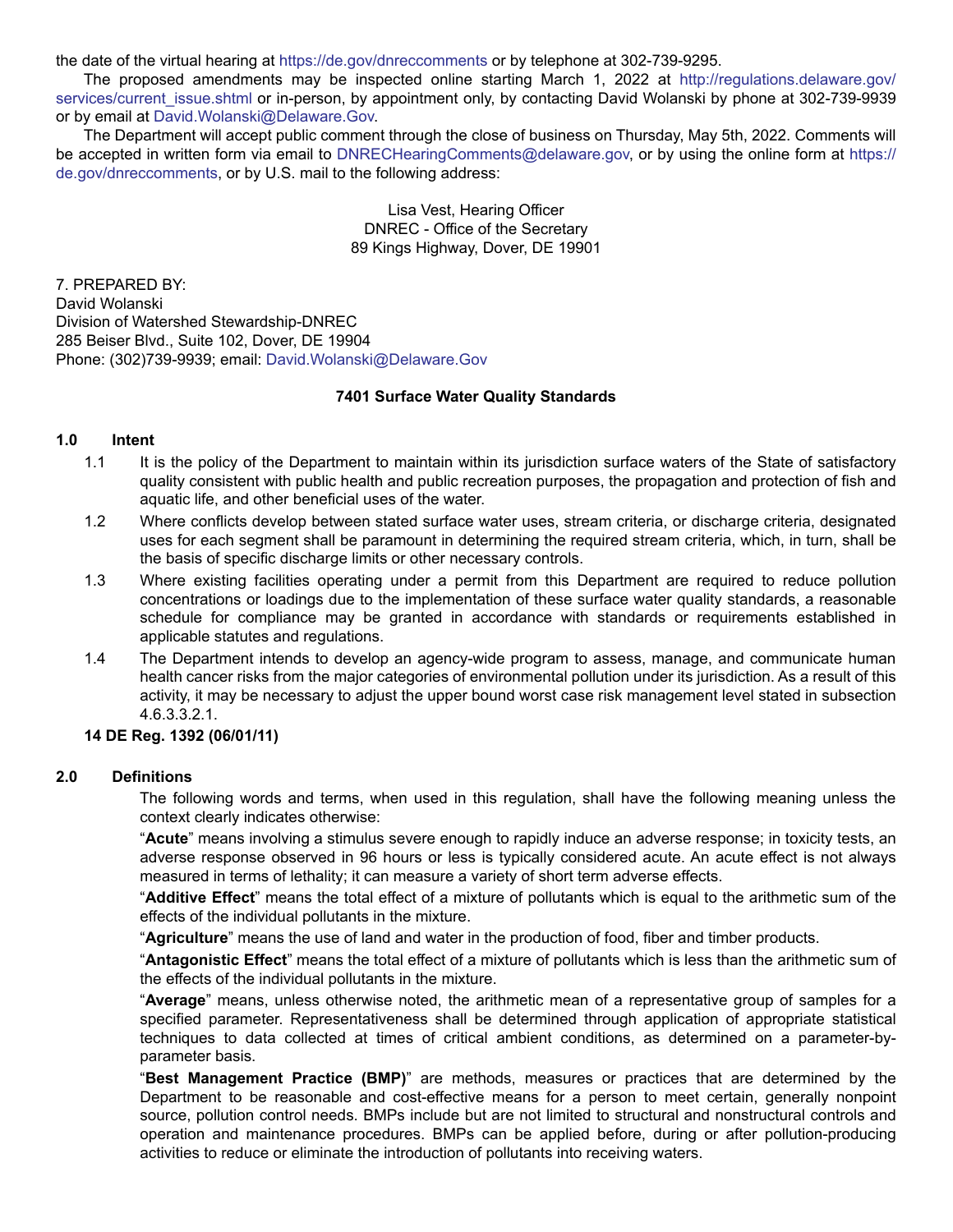the date of the virtual hearing at https://de.gov/dnreccomments or by telephone at 302-739-9295.

The proposed amendments may be inspected online starting March 1, 2022 at http://regulations.delaware.gov/services/current_issue.shtml or in-person, by appointment only, by contacting David Wolanski by phone at 302-739-9939 or by email at David.Wolanski@Delaware.Gov.

The Department will accept public comment through the close of business on Thursday, May 5th, 2022. Comments will be accepted in written form via email to DNRECHearingComments@delaware.gov, or by using the online form at https://de.gov/dnreccomments, or by U.S. mail to the following address:

Lisa Vest, Hearing Officer
DNREC - Office of the Secretary
89 Kings Highway, Dover, DE 19901

7. PREPARED BY:
David Wolanski
Division of Watershed Stewardship-DNREC
285 Beiser Blvd., Suite 102, Dover, DE 19904
Phone: (302)739-9939; email: David.Wolanski@Delaware.Gov

**7401 Surface Water Quality Standards**

**1.0 Intent**

1.1 It is the policy of the Department to maintain within its jurisdiction surface waters of the State of satisfactory quality consistent with public health and public recreation purposes, the propagation and protection of fish and aquatic life, and other beneficial uses of the water.

1.2 Where conflicts develop between stated surface water uses, stream criteria, or discharge criteria, designated uses for each segment shall be paramount in determining the required stream criteria, which, in turn, shall be the basis of specific discharge limits or other necessary controls.

1.3 Where existing facilities operating under a permit from this Department are required to reduce pollution concentrations or loadings due to the implementation of these surface water quality standards, a reasonable schedule for compliance may be granted in accordance with standards or requirements established in applicable statutes and regulations.

1.4 The Department intends to develop an agency-wide program to assess, manage, and communicate human health cancer risks from the major categories of environmental pollution under its jurisdiction. As a result of this activity, it may be necessary to adjust the upper bound worst case risk management level stated in subsection 4.6.3.3.2.1.

**14 DE Reg. 1392 (06/01/11)**

**2.0 Definitions**

The following words and terms, when used in this regulation, shall have the following meaning unless the context clearly indicates otherwise:

"**Acute**" means involving a stimulus severe enough to rapidly induce an adverse response; in toxicity tests, an adverse response observed in 96 hours or less is typically considered acute. An acute effect is not always measured in terms of lethality; it can measure a variety of short term adverse effects.

"**Additive Effect**" means the total effect of a mixture of pollutants which is equal to the arithmetic sum of the effects of the individual pollutants in the mixture.

"**Agriculture**" means the use of land and water in the production of food, fiber and timber products.

"**Antagonistic Effect**" means the total effect of a mixture of pollutants which is less than the arithmetic sum of the effects of the individual pollutants in the mixture.

"**Average**" means, unless otherwise noted, the arithmetic mean of a representative group of samples for a specified parameter. Representativeness shall be determined through application of appropriate statistical techniques to data collected at times of critical ambient conditions, as determined on a parameter-by-parameter basis.

"**Best Management Practice (BMP)**" are methods, measures or practices that are determined by the Department to be reasonable and cost-effective means for a person to meet certain, generally nonpoint source, pollution control needs. BMPs include but are not limited to structural and nonstructural controls and operation and maintenance procedures. BMPs can be applied before, during or after pollution-producing activities to reduce or eliminate the introduction of pollutants into receiving waters.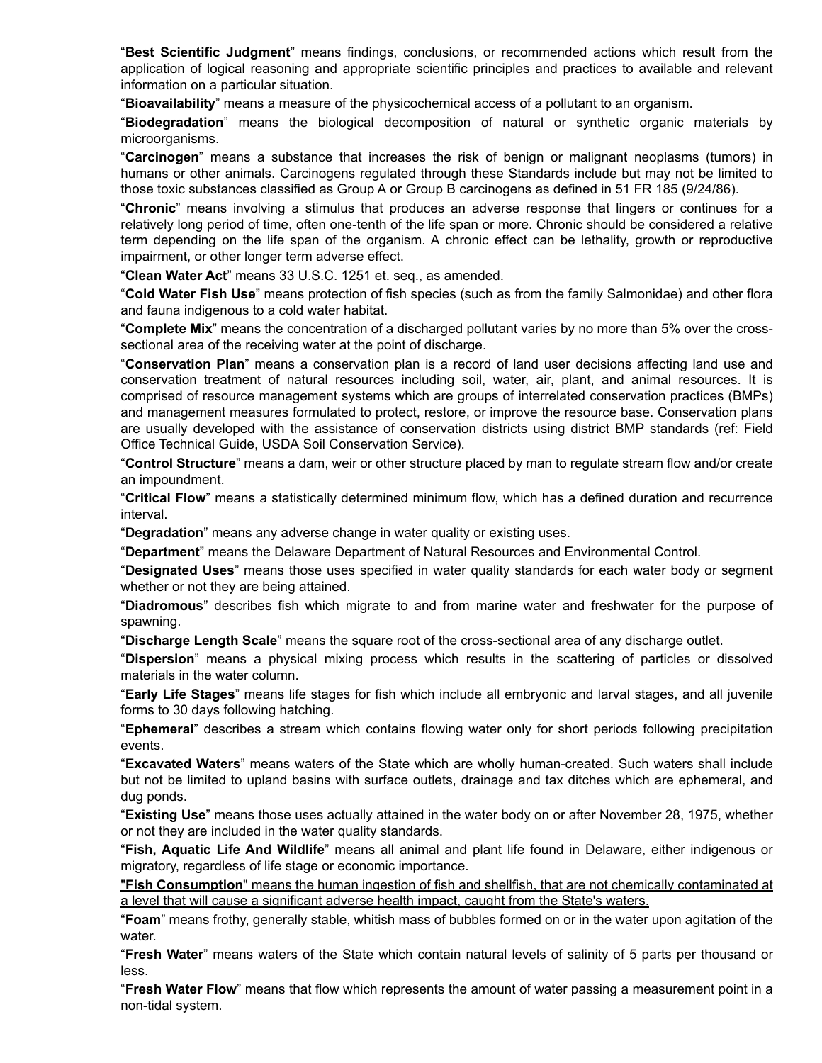"**Best Scientific Judgment**" means findings, conclusions, or recommended actions which result from the application of logical reasoning and appropriate scientific principles and practices to available and relevant information on a particular situation.

"**Bioavailability**" means a measure of the physicochemical access of a pollutant to an organism.

"**Biodegradation**" means the biological decomposition of natural or synthetic organic materials by microorganisms.

"**Carcinogen**" means a substance that increases the risk of benign or malignant neoplasms (tumors) in humans or other animals. Carcinogens regulated through these Standards include but may not be limited to those toxic substances classified as Group A or Group B carcinogens as defined in 51 FR 185 (9/24/86).

"**Chronic**" means involving a stimulus that produces an adverse response that lingers or continues for a relatively long period of time, often one-tenth of the life span or more. Chronic should be considered a relative term depending on the life span of the organism. A chronic effect can be lethality, growth or reproductive impairment, or other longer term adverse effect.

"**Clean Water Act**" means 33 U.S.C. 1251 et. seq., as amended.

"**Cold Water Fish Use**" means protection of fish species (such as from the family Salmonidae) and other flora and fauna indigenous to a cold water habitat.

"**Complete Mix**" means the concentration of a discharged pollutant varies by no more than 5% over the cross-sectional area of the receiving water at the point of discharge.

"**Conservation Plan**" means a conservation plan is a record of land user decisions affecting land use and conservation treatment of natural resources including soil, water, air, plant, and animal resources. It is comprised of resource management systems which are groups of interrelated conservation practices (BMPs) and management measures formulated to protect, restore, or improve the resource base. Conservation plans are usually developed with the assistance of conservation districts using district BMP standards (ref: Field Office Technical Guide, USDA Soil Conservation Service).

"**Control Structure**" means a dam, weir or other structure placed by man to regulate stream flow and/or create an impoundment.

"**Critical Flow**" means a statistically determined minimum flow, which has a defined duration and recurrence interval.

"**Degradation**" means any adverse change in water quality or existing uses.

"**Department**" means the Delaware Department of Natural Resources and Environmental Control.

"**Designated Uses**" means those uses specified in water quality standards for each water body or segment whether or not they are being attained.

"**Diadromous**" describes fish which migrate to and from marine water and freshwater for the purpose of spawning.

"**Discharge Length Scale**" means the square root of the cross-sectional area of any discharge outlet.

"**Dispersion**" means a physical mixing process which results in the scattering of particles or dissolved materials in the water column.

"**Early Life Stages**" means life stages for fish which include all embryonic and larval stages, and all juvenile forms to 30 days following hatching.

"**Ephemeral**" describes a stream which contains flowing water only for short periods following precipitation events.

"**Excavated Waters**" means waters of the State which are wholly human-created. Such waters shall include but not be limited to upland basins with surface outlets, drainage and tax ditches which are ephemeral, and dug ponds.

"**Existing Use**" means those uses actually attained in the water body on or after November 28, 1975, whether or not they are included in the water quality standards.

"**Fish, Aquatic Life And Wildlife**" means all animal and plant life found in Delaware, either indigenous or migratory, regardless of life stage or economic importance.

<u>"**Fish Consumption**" means the human ingestion of fish and shellfish, that are not chemically contaminated at a level that will cause a significant adverse health impact, caught from the State's waters.</u>

"**Foam**" means frothy, generally stable, whitish mass of bubbles formed on or in the water upon agitation of the water.

"**Fresh Water**" means waters of the State which contain natural levels of salinity of 5 parts per thousand or less.

"**Fresh Water Flow**" means that flow which represents the amount of water passing a measurement point in a non-tidal system.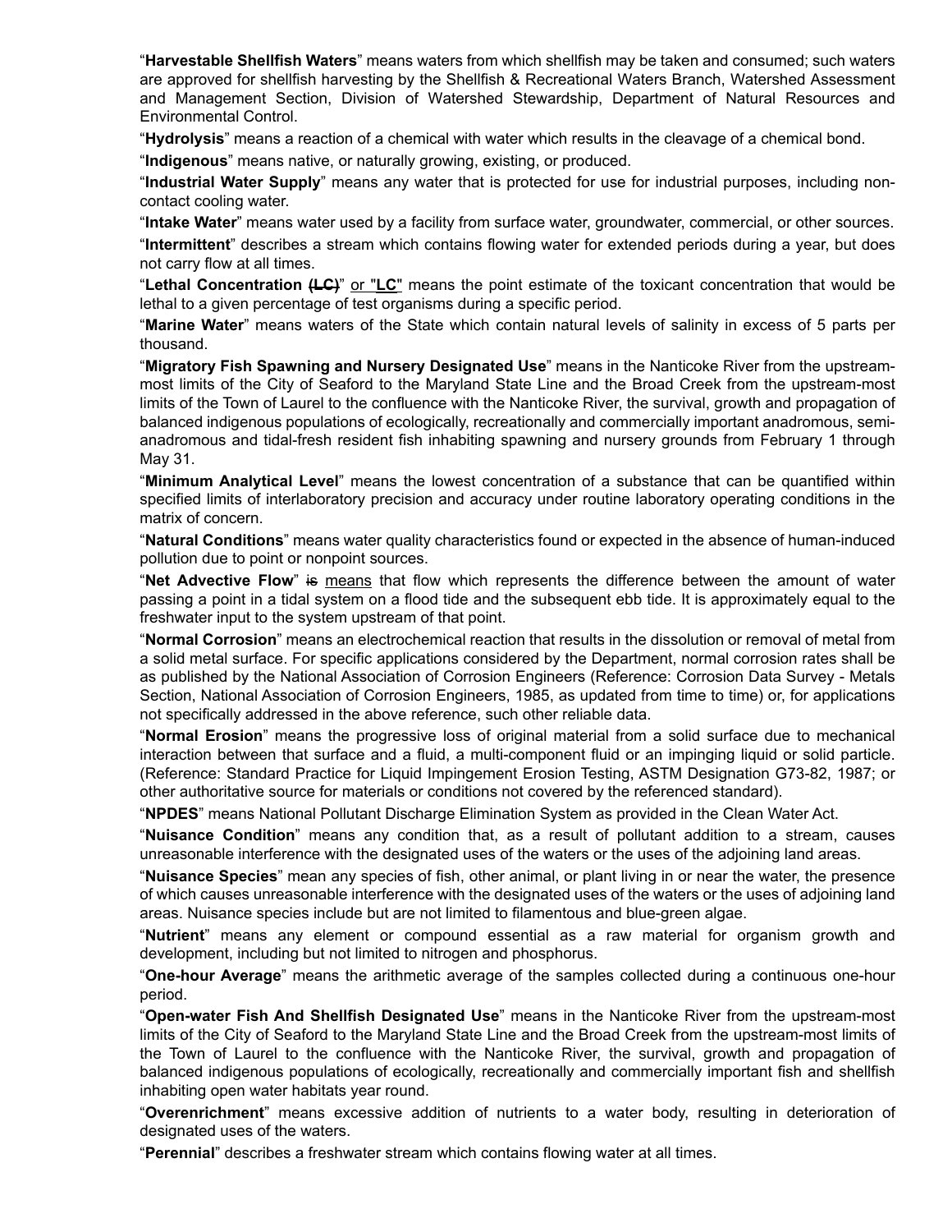"**Harvestable Shellfish Waters**" means waters from which shellfish may be taken and consumed; such waters are approved for shellfish harvesting by the Shellfish & Recreational Waters Branch, Watershed Assessment and Management Section, Division of Watershed Stewardship, Department of Natural Resources and Environmental Control.

"**Hydrolysis**" means a reaction of a chemical with water which results in the cleavage of a chemical bond.

"**Indigenous**" means native, or naturally growing, existing, or produced.

"**Industrial Water Supply**" means any water that is protected for use for industrial purposes, including non-contact cooling water.

"**Intake Water**" means water used by a facility from surface water, groundwater, commercial, or other sources.

"**Intermittent**" describes a stream which contains flowing water for extended periods during a year, but does not carry flow at all times.

"**Lethal Concentration ~~(LC)~~**" or "**LC**" means the point estimate of the toxicant concentration that would be lethal to a given percentage of test organisms during a specific period.

"**Marine Water**" means waters of the State which contain natural levels of salinity in excess of 5 parts per thousand.

"**Migratory Fish Spawning and Nursery Designated Use**" means in the Nanticoke River from the upstream-most limits of the City of Seaford to the Maryland State Line and the Broad Creek from the upstream-most limits of the Town of Laurel to the confluence with the Nanticoke River, the survival, growth and propagation of balanced indigenous populations of ecologically, recreationally and commercially important anadromous, semi-anadromous and tidal-fresh resident fish inhabiting spawning and nursery grounds from February 1 through May 31.

"**Minimum Analytical Level**" means the lowest concentration of a substance that can be quantified within specified limits of interlaboratory precision and accuracy under routine laboratory operating conditions in the matrix of concern.

"**Natural Conditions**" means water quality characteristics found or expected in the absence of human-induced pollution due to point or nonpoint sources.

"**Net Advective Flow**" ~~is~~ means that flow which represents the difference between the amount of water passing a point in a tidal system on a flood tide and the subsequent ebb tide. It is approximately equal to the freshwater input to the system upstream of that point.

"**Normal Corrosion**" means an electrochemical reaction that results in the dissolution or removal of metal from a solid metal surface. For specific applications considered by the Department, normal corrosion rates shall be as published by the National Association of Corrosion Engineers (Reference: Corrosion Data Survey - Metals Section, National Association of Corrosion Engineers, 1985, as updated from time to time) or, for applications not specifically addressed in the above reference, such other reliable data.

"**Normal Erosion**" means the progressive loss of original material from a solid surface due to mechanical interaction between that surface and a fluid, a multi-component fluid or an impinging liquid or solid particle. (Reference: Standard Practice for Liquid Impingement Erosion Testing, ASTM Designation G73-82, 1987; or other authoritative source for materials or conditions not covered by the referenced standard).

"**NPDES**" means National Pollutant Discharge Elimination System as provided in the Clean Water Act.

"**Nuisance Condition**" means any condition that, as a result of pollutant addition to a stream, causes unreasonable interference with the designated uses of the waters or the uses of the adjoining land areas.

"**Nuisance Species**" mean any species of fish, other animal, or plant living in or near the water, the presence of which causes unreasonable interference with the designated uses of the waters or the uses of adjoining land areas. Nuisance species include but are not limited to filamentous and blue-green algae.

"**Nutrient**" means any element or compound essential as a raw material for organism growth and development, including but not limited to nitrogen and phosphorus.

"**One-hour Average**" means the arithmetic average of the samples collected during a continuous one-hour period.

"**Open-water Fish And Shellfish Designated Use**" means in the Nanticoke River from the upstream-most limits of the City of Seaford to the Maryland State Line and the Broad Creek from the upstream-most limits of the Town of Laurel to the confluence with the Nanticoke River, the survival, growth and propagation of balanced indigenous populations of ecologically, recreationally and commercially important fish and shellfish inhabiting open water habitats year round.

"**Overenrichment**" means excessive addition of nutrients to a water body, resulting in deterioration of designated uses of the waters.

"**Perennial**" describes a freshwater stream which contains flowing water at all times.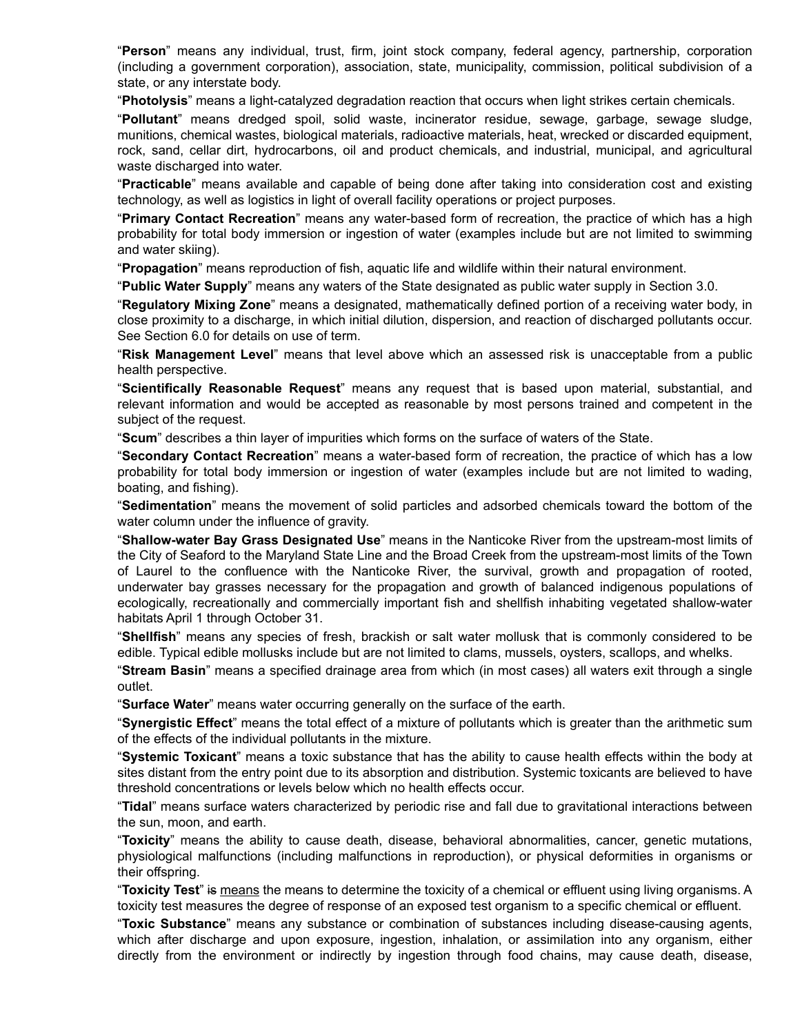"**Person**" means any individual, trust, firm, joint stock company, federal agency, partnership, corporation (including a government corporation), association, state, municipality, commission, political subdivision of a state, or any interstate body.

"**Photolysis**" means a light-catalyzed degradation reaction that occurs when light strikes certain chemicals.

"**Pollutant**" means dredged spoil, solid waste, incinerator residue, sewage, garbage, sewage sludge, munitions, chemical wastes, biological materials, radioactive materials, heat, wrecked or discarded equipment, rock, sand, cellar dirt, hydrocarbons, oil and product chemicals, and industrial, municipal, and agricultural waste discharged into water.

"**Practicable**" means available and capable of being done after taking into consideration cost and existing technology, as well as logistics in light of overall facility operations or project purposes.

"**Primary Contact Recreation**" means any water-based form of recreation, the practice of which has a high probability for total body immersion or ingestion of water (examples include but are not limited to swimming and water skiing).

"**Propagation**" means reproduction of fish, aquatic life and wildlife within their natural environment.

"**Public Water Supply**" means any waters of the State designated as public water supply in Section 3.0.

"**Regulatory Mixing Zone**" means a designated, mathematically defined portion of a receiving water body, in close proximity to a discharge, in which initial dilution, dispersion, and reaction of discharged pollutants occur. See Section 6.0 for details on use of term.

"**Risk Management Level**" means that level above which an assessed risk is unacceptable from a public health perspective.

"**Scientifically Reasonable Request**" means any request that is based upon material, substantial, and relevant information and would be accepted as reasonable by most persons trained and competent in the subject of the request.

"**Scum**" describes a thin layer of impurities which forms on the surface of waters of the State.

"**Secondary Contact Recreation**" means a water-based form of recreation, the practice of which has a low probability for total body immersion or ingestion of water (examples include but are not limited to wading, boating, and fishing).

"**Sedimentation**" means the movement of solid particles and adsorbed chemicals toward the bottom of the water column under the influence of gravity.

"**Shallow-water Bay Grass Designated Use**" means in the Nanticoke River from the upstream-most limits of the City of Seaford to the Maryland State Line and the Broad Creek from the upstream-most limits of the Town of Laurel to the confluence with the Nanticoke River, the survival, growth and propagation of rooted, underwater bay grasses necessary for the propagation and growth of balanced indigenous populations of ecologically, recreationally and commercially important fish and shellfish inhabiting vegetated shallow-water habitats April 1 through October 31.

"**Shellfish**" means any species of fresh, brackish or salt water mollusk that is commonly considered to be edible. Typical edible mollusks include but are not limited to clams, mussels, oysters, scallops, and whelks.

"**Stream Basin**" means a specified drainage area from which (in most cases) all waters exit through a single outlet.

"**Surface Water**" means water occurring generally on the surface of the earth.

"**Synergistic Effect**" means the total effect of a mixture of pollutants which is greater than the arithmetic sum of the effects of the individual pollutants in the mixture.

"**Systemic Toxicant**" means a toxic substance that has the ability to cause health effects within the body at sites distant from the entry point due to its absorption and distribution. Systemic toxicants are believed to have threshold concentrations or levels below which no health effects occur.

"**Tidal**" means surface waters characterized by periodic rise and fall due to gravitational interactions between the sun, moon, and earth.

"**Toxicity**" means the ability to cause death, disease, behavioral abnormalities, cancer, genetic mutations, physiological malfunctions (including malfunctions in reproduction), or physical deformities in organisms or their offspring.

"**Toxicity Test**" ~~is~~ means the means to determine the toxicity of a chemical or effluent using living organisms. A toxicity test measures the degree of response of an exposed test organism to a specific chemical or effluent.

"**Toxic Substance**" means any substance or combination of substances including disease-causing agents, which after discharge and upon exposure, ingestion, inhalation, or assimilation into any organism, either directly from the environment or indirectly by ingestion through food chains, may cause death, disease,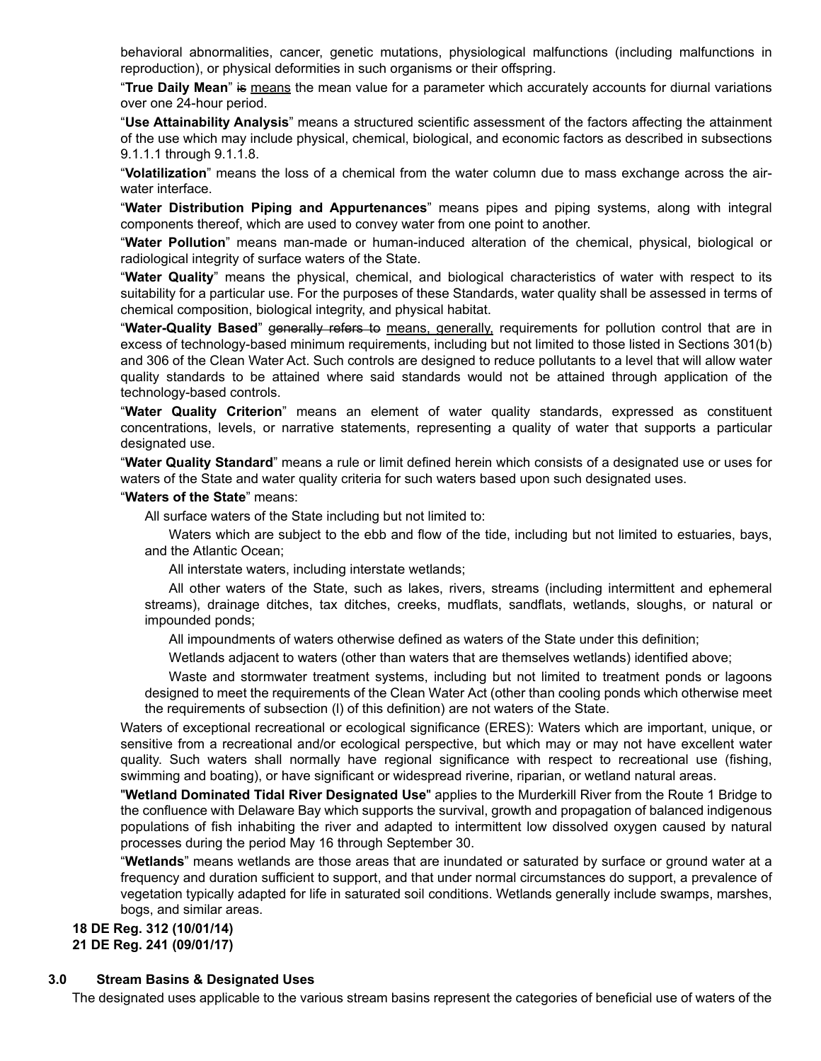behavioral abnormalities, cancer, genetic mutations, physiological malfunctions (including malfunctions in reproduction), or physical deformities in such organisms or their offspring.

"**True Daily Mean**" ~~is~~ means the mean value for a parameter which accurately accounts for diurnal variations over one 24-hour period.

"**Use Attainability Analysis**" means a structured scientific assessment of the factors affecting the attainment of the use which may include physical, chemical, biological, and economic factors as described in subsections 9.1.1.1 through 9.1.1.8.

"**Volatilization**" means the loss of a chemical from the water column due to mass exchange across the air-water interface.

"**Water Distribution Piping and Appurtenances**" means pipes and piping systems, along with integral components thereof, which are used to convey water from one point to another.

"**Water Pollution**" means man-made or human-induced alteration of the chemical, physical, biological or radiological integrity of surface waters of the State.

"**Water Quality**" means the physical, chemical, and biological characteristics of water with respect to its suitability for a particular use. For the purposes of these Standards, water quality shall be assessed in terms of chemical composition, biological integrity, and physical habitat.

"**Water-Quality Based**" ~~generally refers to~~ means, generally, requirements for pollution control that are in excess of technology-based minimum requirements, including but not limited to those listed in Sections 301(b) and 306 of the Clean Water Act. Such controls are designed to reduce pollutants to a level that will allow water quality standards to be attained where said standards would not be attained through application of the technology-based controls.

"**Water Quality Criterion**" means an element of water quality standards, expressed as constituent concentrations, levels, or narrative statements, representing a quality of water that supports a particular designated use.

"**Water Quality Standard**" means a rule or limit defined herein which consists of a designated use or uses for waters of the State and water quality criteria for such waters based upon such designated uses.

"**Waters of the State**" means:

All surface waters of the State including but not limited to:

Waters which are subject to the ebb and flow of the tide, including but not limited to estuaries, bays, and the Atlantic Ocean;

All interstate waters, including interstate wetlands;

All other waters of the State, such as lakes, rivers, streams (including intermittent and ephemeral streams), drainage ditches, tax ditches, creeks, mudflats, sandflats, wetlands, sloughs, or natural or impounded ponds;

All impoundments of waters otherwise defined as waters of the State under this definition;

Wetlands adjacent to waters (other than waters that are themselves wetlands) identified above;

Waste and stormwater treatment systems, including but not limited to treatment ponds or lagoons designed to meet the requirements of the Clean Water Act (other than cooling ponds which otherwise meet the requirements of subsection (l) of this definition) are not waters of the State.

Waters of exceptional recreational or ecological significance (ERES): Waters which are important, unique, or sensitive from a recreational and/or ecological perspective, but which may or may not have excellent water quality. Such waters shall normally have regional significance with respect to recreational use (fishing, swimming and boating), or have significant or widespread riverine, riparian, or wetland natural areas.

"**Wetland Dominated Tidal River Designated Use**" applies to the Murderkill River from the Route 1 Bridge to the confluence with Delaware Bay which supports the survival, growth and propagation of balanced indigenous populations of fish inhabiting the river and adapted to intermittent low dissolved oxygen caused by natural processes during the period May 16 through September 30.

"**Wetlands**" means wetlands are those areas that are inundated or saturated by surface or ground water at a frequency and duration sufficient to support, and that under normal circumstances do support, a prevalence of vegetation typically adapted for life in saturated soil conditions. Wetlands generally include swamps, marshes, bogs, and similar areas.

**18 DE Reg. 312 (10/01/14)**
**21 DE Reg. 241 (09/01/17)**

## 3.0 Stream Basins & Designated Uses

The designated uses applicable to the various stream basins represent the categories of beneficial use of waters of the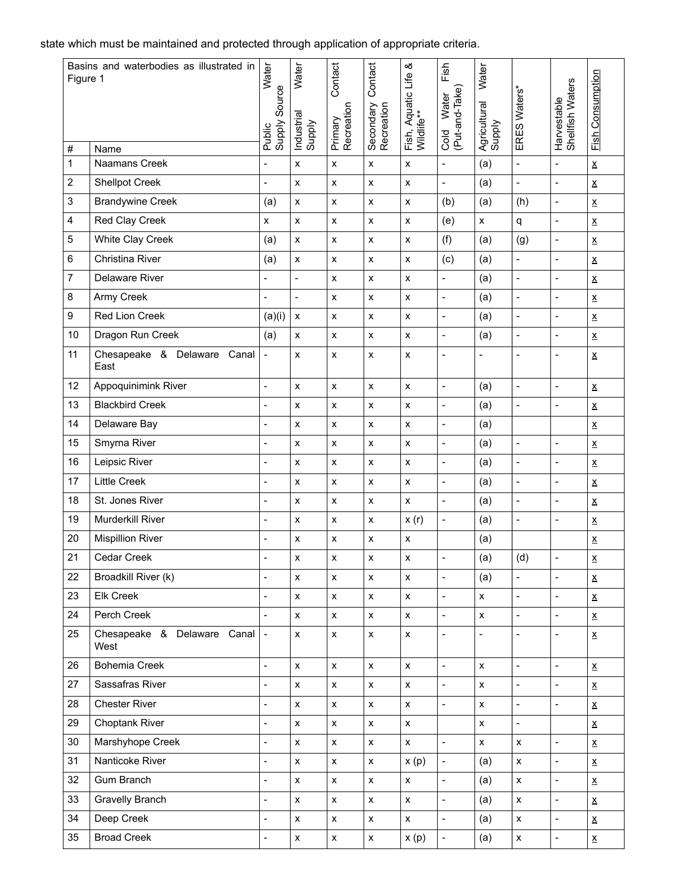state which must be maintained and protected through application of appropriate criteria.

| # | Basins and waterbodies as illustrated in Figure 1<br>Name | Public Water Supply Source | Industrial Water Supply | Primary Contact Recreation | Secondary Contact Recreation | Fish, Aquatic Life & Wildlife** | Cold Water Fish (Put-and-Take) | Agricultural Water Supply | ERES Waters* | Harvestable Shellfish Waters | Fish Consumption |
|---|---|---|---|---|---|---|---|---|---|---|---|
| 1 | Naamans Creek | - | x | x | x | x | - | (a) | - | - | x |
| 2 | Shellpot Creek | - | x | x | x | x | - | (a) | - | - | x |
| 3 | Brandywine Creek | (a) | x | x | x | x | (b) | (a) | (h) | - | x |
| 4 | Red Clay Creek | x | x | x | x | x | (e) | x | q | - | x |
| 5 | White Clay Creek | (a) | x | x | x | x | (f) | (a) | (g) | - | x |
| 6 | Christina River | (a) | x | x | x | x | (c) | (a) | - | - | x |
| 7 | Delaware River | - | - | x | x | x | - | (a) | - | - | x |
| 8 | Army Creek | - | - | x | x | x | - | (a) | - | - | x |
| 9 | Red Lion Creek | (a)(i) | x | x | x | x | - | (a) | - | - | x |
| 10 | Dragon Run Creek | (a) | x | x | x | x | - | (a) | - | - | x |
| 11 | Chesapeake & Delaware Canal East | - | x | x | x | x | - | - | - | - | x |
| 12 | Appoquinimink River | - | x | x | x | x | - | (a) | - | - | x |
| 13 | Blackbird Creek | - | x | x | x | x | - | (a) | - | - | x |
| 14 | Delaware Bay | - | x | x | x | x | - | (a) | | | x |
| 15 | Smyrna River | - | x | x | x | x | - | (a) | - | - | x |
| 16 | Leipsic River | - | x | x | x | x | - | (a) | - | - | x |
| 17 | Little Creek | - | x | x | x | x | - | (a) | - | - | x |
| 18 | St. Jones River | - | x | x | x | x | - | (a) | - | - | x |
| 19 | Murderkill River | - | x | x | x | x (r) | - | (a) | - | - | x |
| 20 | Mispillion River | - | x | x | x | x | | (a) | | | x |
| 21 | Cedar Creek | - | x | x | x | x | - | (a) | (d) | - | x |
| 22 | Broadkill River (k) | - | x | x | x | x | - | (a) | - | - | x |
| 23 | Elk Creek | - | x | x | x | x | - | x | - | - | x |
| 24 | Perch Creek | - | x | x | x | x | - | x | - | - | x |
| 25 | Chesapeake & Delaware Canal West | - | x | x | x | x | - | - | - | - | x |
| 26 | Bohemia Creek | - | x | x | x | x | - | x | - | - | x |
| 27 | Sassafras River | - | x | x | x | x | - | x | - | - | x |
| 28 | Chester River | - | x | x | x | x | - | x | - | - | x |
| 29 | Choptank River | - | x | x | x | x | | x | - | | x |
| 30 | Marshyhope Creek | - | x | x | x | x | - | x | x | - | x |
| 31 | Nanticoke River | - | x | x | x | x (p) | - | (a) | x | - | x |
| 32 | Gum Branch | - | x | x | x | x | - | (a) | x | - | x |
| 33 | Gravelly Branch | - | x | x | x | x | - | (a) | x | - | x |
| 34 | Deep Creek | - | x | x | x | x | - | (a) | x | - | x |
| 35 | Broad Creek | - | x | x | x | x (p) | - | (a) | x | - | x |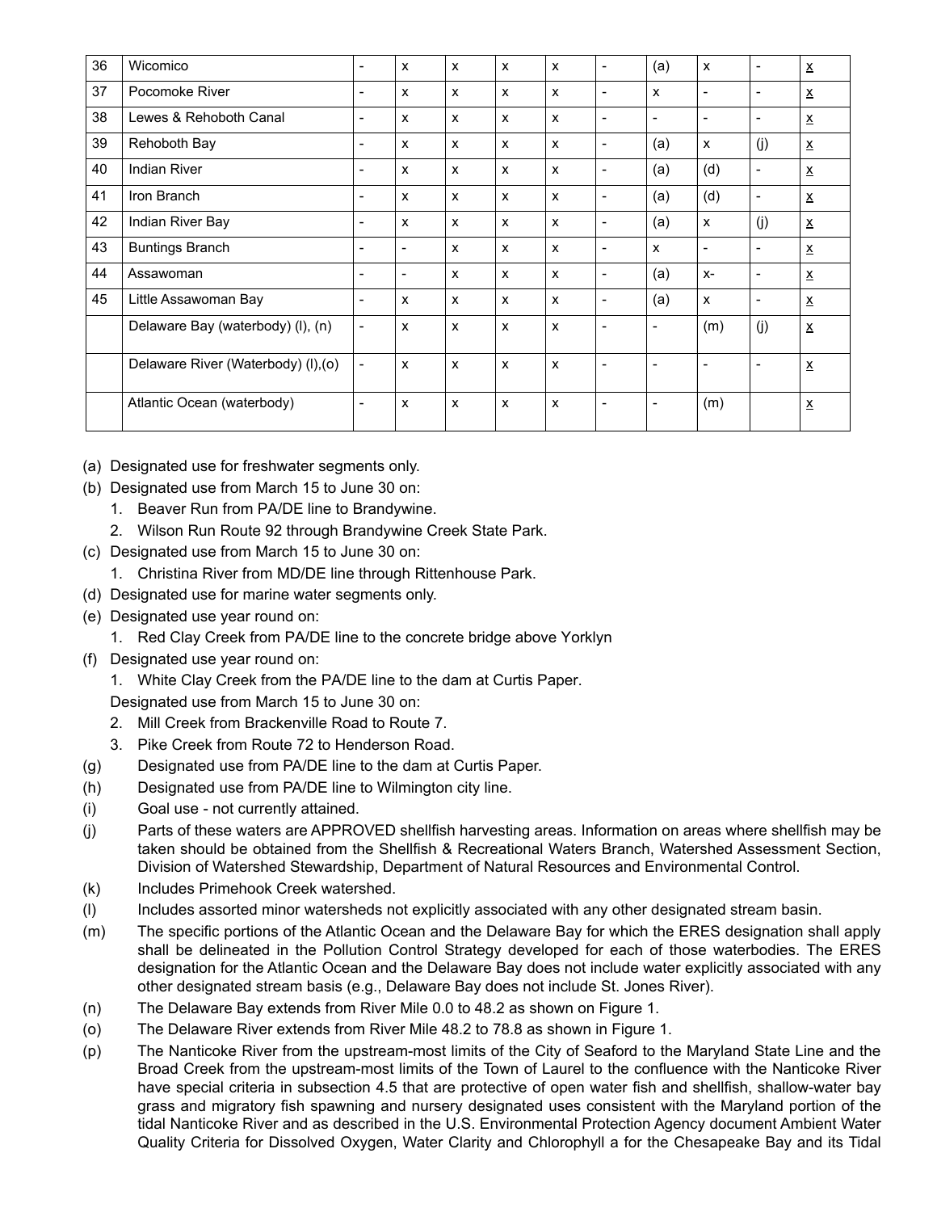| 36 | Wicomico | - | x | x | x | x | - | (a) | x | - | x |
|---|---|---|---|---|---|---|---|---|---|---|---|
| 37 | Pocomoke River | - | x | x | x | x | - | x | - | - | x |
| 38 | Lewes & Rehoboth Canal | - | x | x | x | x | - | - | - | - | x |
| 39 | Rehoboth Bay | - | x | x | x | x | - | (a) | x | (j) | x |
| 40 | Indian River | - | x | x | x | x | - | (a) | (d) | - | x |
| 41 | Iron Branch | - | x | x | x | x | - | (a) | (d) | - | x |
| 42 | Indian River Bay | - | x | x | x | x | - | (a) | x | (j) | x |
| 43 | Buntings Branch | - | - | x | x | x | - | x | - | - | x |
| 44 | Assawoman | - | - | x | x | x | - | (a) | x- | - | x |
| 45 | Little Assawoman Bay | - | x | x | x | x | - | (a) | x | - | x |
| | Delaware Bay (waterbody) (l), (n) | - | x | x | x | x | - | - | (m) | (j) | x |
| | Delaware River (Waterbody) (l),(o) | - | x | x | x | x | - | - | - | - | x |
| | Atlantic Ocean (waterbody) | - | x | x | x | x | - | - | (m) | | x |

(a) Designated use for freshwater segments only.

(b) Designated use from March 15 to June 30 on:
1. Beaver Run from PA/DE line to Brandywine.
2. Wilson Run Route 92 through Brandywine Creek State Park.

(c) Designated use from March 15 to June 30 on:
1. Christina River from MD/DE line through Rittenhouse Park.

(d) Designated use for marine water segments only.

(e) Designated use year round on:
1. Red Clay Creek from PA/DE line to the concrete bridge above Yorklyn

(f) Designated use year round on:
1. White Clay Creek from the PA/DE line to the dam at Curtis Paper.

Designated use from March 15 to June 30 on:

2. Mill Creek from Brackenville Road to Route 7.
3. Pike Creek from Route 72 to Henderson Road.

(g) Designated use from PA/DE line to the dam at Curtis Paper.

(h) Designated use from PA/DE line to Wilmington city line.

(i) Goal use - not currently attained.

(j) Parts of these waters are APPROVED shellfish harvesting areas. Information on areas where shellfish may be taken should be obtained from the Shellfish & Recreational Waters Branch, Watershed Assessment Section, Division of Watershed Stewardship, Department of Natural Resources and Environmental Control.

(k) Includes Primehook Creek watershed.

(l) Includes assorted minor watersheds not explicitly associated with any other designated stream basin.

(m) The specific portions of the Atlantic Ocean and the Delaware Bay for which the ERES designation shall apply shall be delineated in the Pollution Control Strategy developed for each of those waterbodies. The ERES designation for the Atlantic Ocean and the Delaware Bay does not include water explicitly associated with any other designated stream basis (e.g., Delaware Bay does not include St. Jones River).

(n) The Delaware Bay extends from River Mile 0.0 to 48.2 as shown on Figure 1.

(o) The Delaware River extends from River Mile 48.2 to 78.8 as shown in Figure 1.

(p) The Nanticoke River from the upstream-most limits of the City of Seaford to the Maryland State Line and the Broad Creek from the upstream-most limits of the Town of Laurel to the confluence with the Nanticoke River have special criteria in subsection 4.5 that are protective of open water fish and shellfish, shallow-water bay grass and migratory fish spawning and nursery designated uses consistent with the Maryland portion of the tidal Nanticoke River and as described in the U.S. Environmental Protection Agency document Ambient Water Quality Criteria for Dissolved Oxygen, Water Clarity and Chlorophyll a for the Chesapeake Bay and its Tidal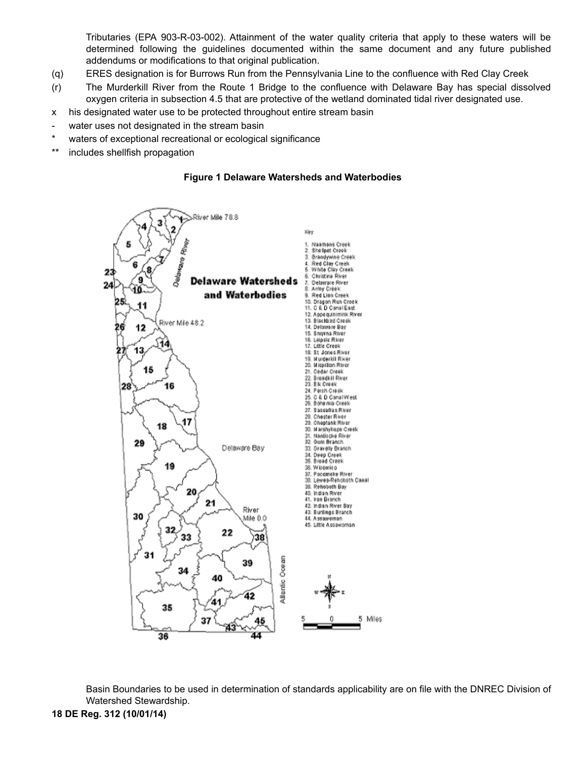Tributaries (EPA 903-R-03-002). Attainment of the water quality criteria that apply to these waters will be determined following the guidelines documented within the same document and any future published addendums or modifications to that original publication.

(q) ERES designation is for Burrows Run from the Pennsylvania Line to the confluence with Red Clay Creek

(r) The Murderkill River from the Route 1 Bridge to the confluence with Delaware Bay has special dissolved oxygen criteria in subsection 4.5 that are protective of the wetland dominated tidal river designated use.

x his designated water use to be protected throughout entire stream basin

- water uses not designated in the stream basin

* waters of exceptional recreational or ecological significance

** includes shellfish propagation

**Figure 1 Delaware Watersheds and Waterbodies**

Basin Boundaries to be used in determination of standards applicability are on file with the DNREC Division of Watershed Stewardship.

**18 DE Reg. 312 (10/01/14)**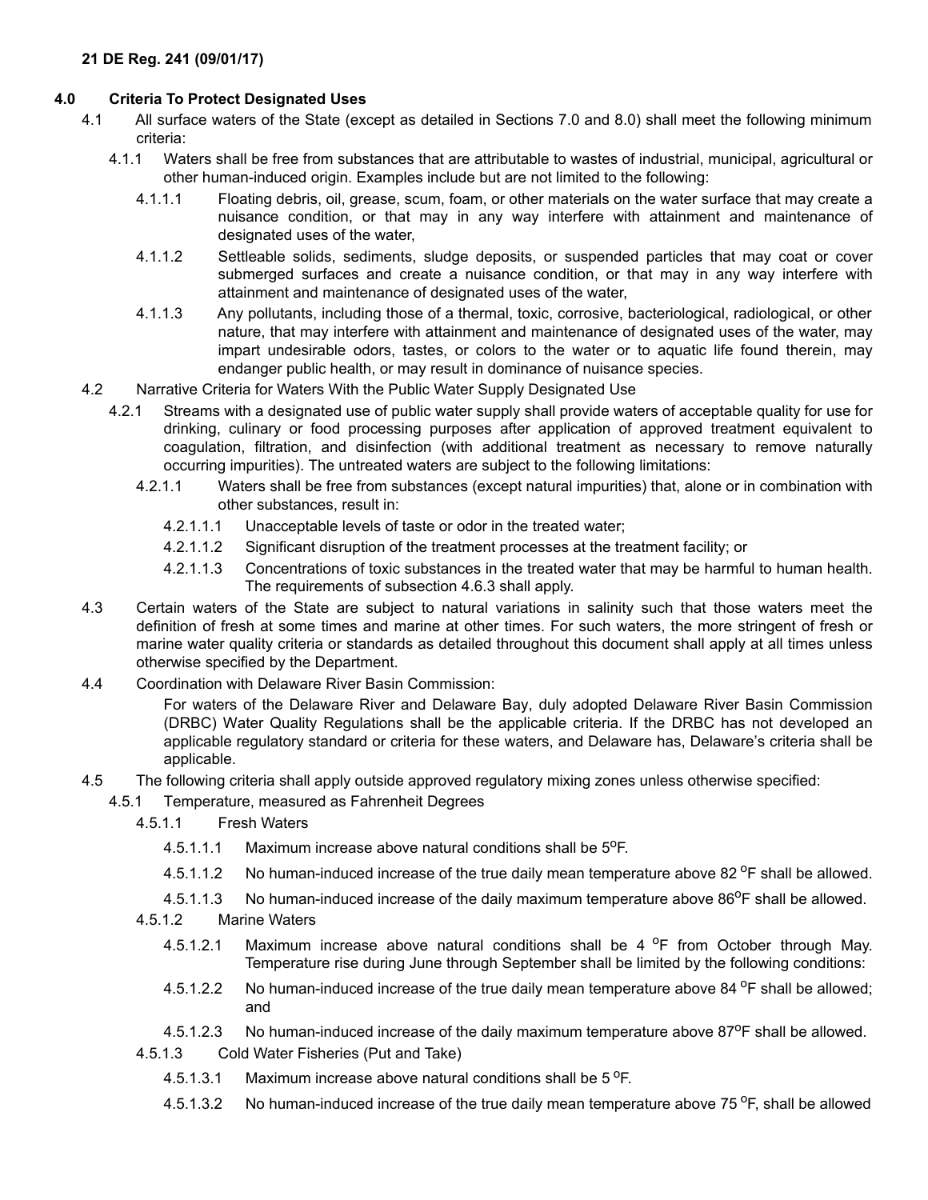**21 DE Reg. 241 (09/01/17)**

## 4.0 Criteria To Protect Designated Uses

4.1 All surface waters of the State (except as detailed in Sections 7.0 and 8.0) shall meet the following minimum criteria:

4.1.1 Waters shall be free from substances that are attributable to wastes of industrial, municipal, agricultural or other human-induced origin. Examples include but are not limited to the following:

4.1.1.1 Floating debris, oil, grease, scum, foam, or other materials on the water surface that may create a nuisance condition, or that may in any way interfere with attainment and maintenance of designated uses of the water,

4.1.1.2 Settleable solids, sediments, sludge deposits, or suspended particles that may coat or cover submerged surfaces and create a nuisance condition, or that may in any way interfere with attainment and maintenance of designated uses of the water,

4.1.1.3 Any pollutants, including those of a thermal, toxic, corrosive, bacteriological, radiological, or other nature, that may interfere with attainment and maintenance of designated uses of the water, may impart undesirable odors, tastes, or colors to the water or to aquatic life found therein, may endanger public health, or may result in dominance of nuisance species.

4.2 Narrative Criteria for Waters With the Public Water Supply Designated Use

4.2.1 Streams with a designated use of public water supply shall provide waters of acceptable quality for use for drinking, culinary or food processing purposes after application of approved treatment equivalent to coagulation, filtration, and disinfection (with additional treatment as necessary to remove naturally occurring impurities). The untreated waters are subject to the following limitations:

4.2.1.1 Waters shall be free from substances (except natural impurities) that, alone or in combination with other substances, result in:

4.2.1.1.1 Unacceptable levels of taste or odor in the treated water;

4.2.1.1.2 Significant disruption of the treatment processes at the treatment facility; or

4.2.1.1.3 Concentrations of toxic substances in the treated water that may be harmful to human health. The requirements of subsection 4.6.3 shall apply.

4.3 Certain waters of the State are subject to natural variations in salinity such that those waters meet the definition of fresh at some times and marine at other times. For such waters, the more stringent of fresh or marine water quality criteria or standards as detailed throughout this document shall apply at all times unless otherwise specified by the Department.

4.4 Coordination with Delaware River Basin Commission:

For waters of the Delaware River and Delaware Bay, duly adopted Delaware River Basin Commission (DRBC) Water Quality Regulations shall be the applicable criteria. If the DRBC has not developed an applicable regulatory standard or criteria for these waters, and Delaware has, Delaware's criteria shall be applicable.

4.5 The following criteria shall apply outside approved regulatory mixing zones unless otherwise specified:

4.5.1 Temperature, measured as Fahrenheit Degrees

4.5.1.1 Fresh Waters

4.5.1.1.1 Maximum increase above natural conditions shall be 5°F.

4.5.1.1.2 No human-induced increase of the true daily mean temperature above 82 °F shall be allowed.

4.5.1.1.3 No human-induced increase of the daily maximum temperature above 86°F shall be allowed.

4.5.1.2 Marine Waters

4.5.1.2.1 Maximum increase above natural conditions shall be 4 °F from October through May. Temperature rise during June through September shall be limited by the following conditions:

4.5.1.2.2 No human-induced increase of the true daily mean temperature above 84 °F shall be allowed; and

4.5.1.2.3 No human-induced increase of the daily maximum temperature above 87°F shall be allowed.

4.5.1.3 Cold Water Fisheries (Put and Take)

4.5.1.3.1 Maximum increase above natural conditions shall be 5 °F.

4.5.1.3.2 No human-induced increase of the true daily mean temperature above 75 °F, shall be allowed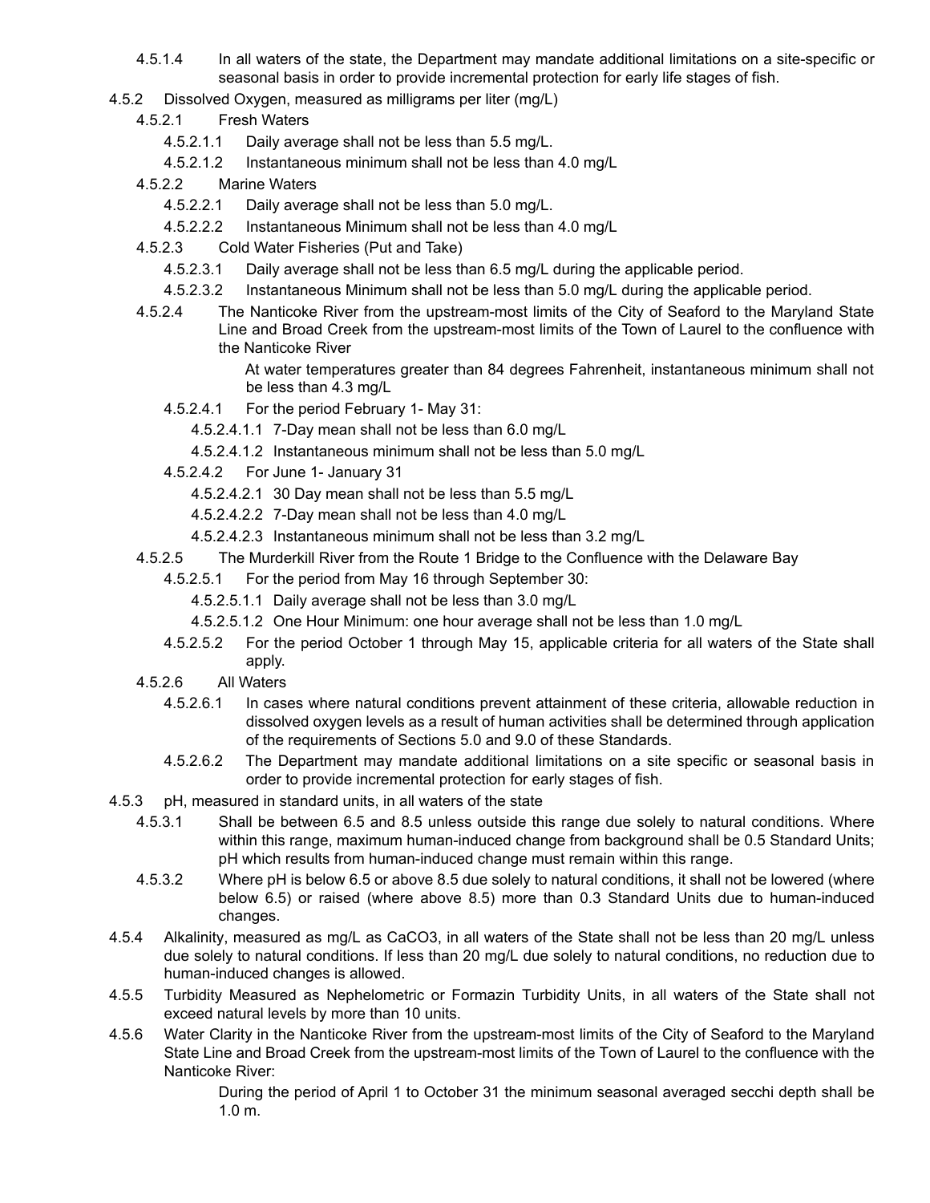4.5.1.4 In all waters of the state, the Department may mandate additional limitations on a site-specific or seasonal basis in order to provide incremental protection for early life stages of fish.

4.5.2 Dissolved Oxygen, measured as milligrams per liter (mg/L)

4.5.2.1 Fresh Waters

4.5.2.1.1 Daily average shall not be less than 5.5 mg/L.

4.5.2.1.2 Instantaneous minimum shall not be less than 4.0 mg/L

4.5.2.2 Marine Waters

4.5.2.2.1 Daily average shall not be less than 5.0 mg/L.

4.5.2.2.2 Instantaneous Minimum shall not be less than 4.0 mg/L

4.5.2.3 Cold Water Fisheries (Put and Take)

4.5.2.3.1 Daily average shall not be less than 6.5 mg/L during the applicable period.

4.5.2.3.2 Instantaneous Minimum shall not be less than 5.0 mg/L during the applicable period.

4.5.2.4 The Nanticoke River from the upstream-most limits of the City of Seaford to the Maryland State Line and Broad Creek from the upstream-most limits of the Town of Laurel to the confluence with the Nanticoke River

At water temperatures greater than 84 degrees Fahrenheit, instantaneous minimum shall not be less than 4.3 mg/L

4.5.2.4.1 For the period February 1- May 31:

4.5.2.4.1.1 7-Day mean shall not be less than 6.0 mg/L

4.5.2.4.1.2 Instantaneous minimum shall not be less than 5.0 mg/L

4.5.2.4.2 For June 1- January 31

4.5.2.4.2.1 30 Day mean shall not be less than 5.5 mg/L

4.5.2.4.2.2 7-Day mean shall not be less than 4.0 mg/L

4.5.2.4.2.3 Instantaneous minimum shall not be less than 3.2 mg/L

4.5.2.5 The Murderkill River from the Route 1 Bridge to the Confluence with the Delaware Bay

4.5.2.5.1 For the period from May 16 through September 30:

4.5.2.5.1.1 Daily average shall not be less than 3.0 mg/L

4.5.2.5.1.2 One Hour Minimum: one hour average shall not be less than 1.0 mg/L

4.5.2.5.2 For the period October 1 through May 15, applicable criteria for all waters of the State shall apply.

4.5.2.6 All Waters

4.5.2.6.1 In cases where natural conditions prevent attainment of these criteria, allowable reduction in dissolved oxygen levels as a result of human activities shall be determined through application of the requirements of Sections 5.0 and 9.0 of these Standards.

4.5.2.6.2 The Department may mandate additional limitations on a site specific or seasonal basis in order to provide incremental protection for early stages of fish.

4.5.3 pH, measured in standard units, in all waters of the state

4.5.3.1 Shall be between 6.5 and 8.5 unless outside this range due solely to natural conditions. Where within this range, maximum human-induced change from background shall be 0.5 Standard Units; pH which results from human-induced change must remain within this range.

4.5.3.2 Where pH is below 6.5 or above 8.5 due solely to natural conditions, it shall not be lowered (where below 6.5) or raised (where above 8.5) more than 0.3 Standard Units due to human-induced changes.

4.5.4 Alkalinity, measured as mg/L as $CaCO_3$, in all waters of the State shall not be less than 20 mg/L unless due solely to natural conditions. If less than 20 mg/L due solely to natural conditions, no reduction due to human-induced changes is allowed.

4.5.5 Turbidity Measured as Nephelometric or Formazin Turbidity Units, in all waters of the State shall not exceed natural levels by more than 10 units.

4.5.6 Water Clarity in the Nanticoke River from the upstream-most limits of the City of Seaford to the Maryland State Line and Broad Creek from the upstream-most limits of the Town of Laurel to the confluence with the Nanticoke River:

During the period of April 1 to October 31 the minimum seasonal averaged secchi depth shall be 1.0 m.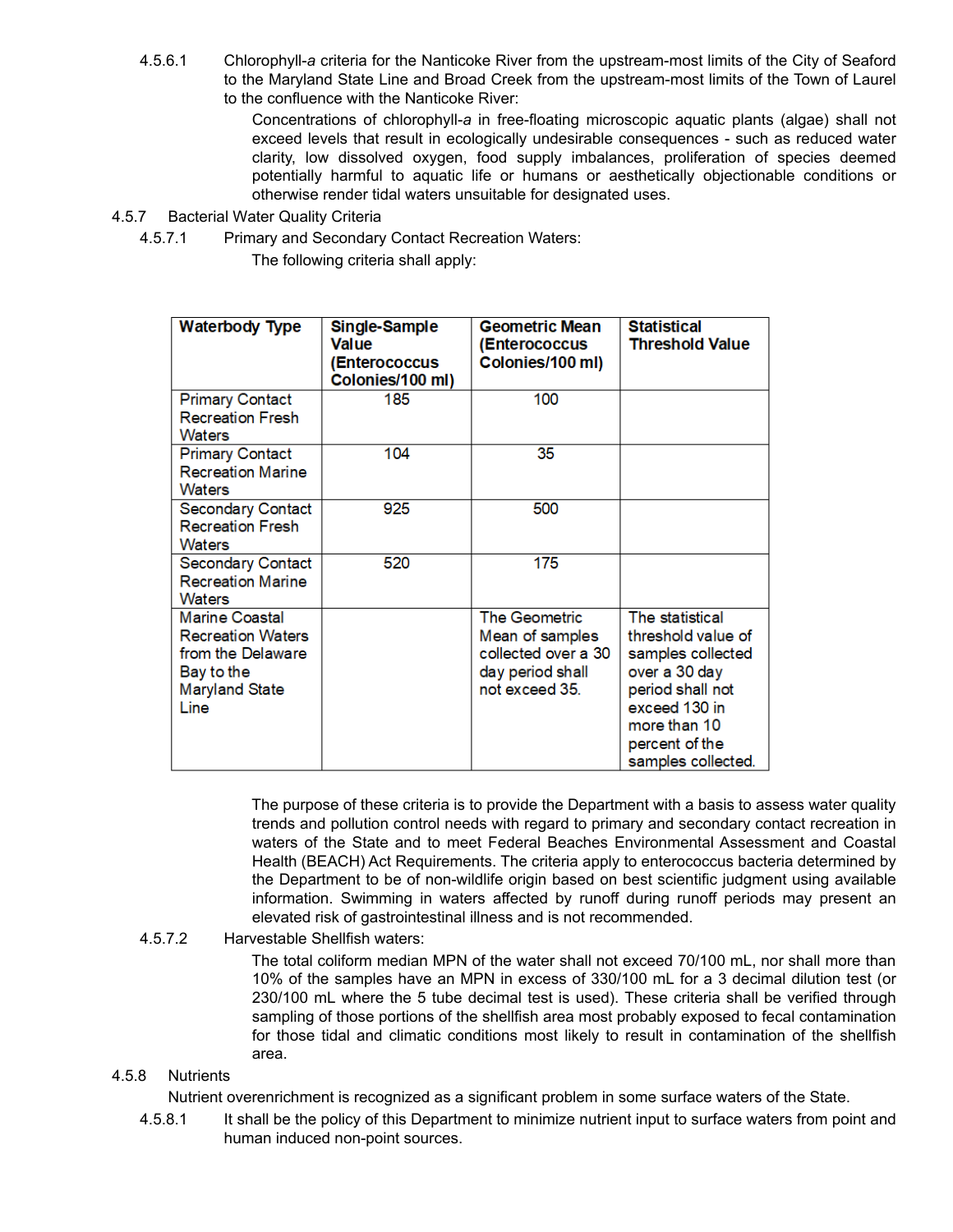4.5.6.1 Chlorophyll-*a* criteria for the Nanticoke River from the upstream-most limits of the City of Seaford to the Maryland State Line and Broad Creek from the upstream-most limits of the Town of Laurel to the confluence with the Nanticoke River:

Concentrations of chlorophyll-*a* in free-floating microscopic aquatic plants (algae) shall not exceed levels that result in ecologically undesirable consequences - such as reduced water clarity, low dissolved oxygen, food supply imbalances, proliferation of species deemed potentially harmful to aquatic life or humans or aesthetically objectionable conditions or otherwise render tidal waters unsuitable for designated uses.

4.5.7 Bacterial Water Quality Criteria

4.5.7.1 Primary and Secondary Contact Recreation Waters:

The following criteria shall apply:

| Waterbody Type | Single-Sample Value (Enterococcus Colonies/100 ml) | Geometric Mean (Enterococcus Colonies/100 ml) | Statistical Threshold Value |
|---|---|---|---|
| Primary Contact Recreation Fresh Waters | 185 | 100 | |
| Primary Contact Recreation Marine Waters | 104 | 35 | |
| Secondary Contact Recreation Fresh Waters | 925 | 500 | |
| Secondary Contact Recreation Marine Waters | 520 | 175 | |
| Marine Coastal Recreation Waters from the Delaware Bay to the Maryland State Line | | The Geometric Mean of samples collected over a 30 day period shall not exceed 35. | The statistical threshold value of samples collected over a 30 day period shall not exceed 130 in more than 10 percent of the samples collected. |

The purpose of these criteria is to provide the Department with a basis to assess water quality trends and pollution control needs with regard to primary and secondary contact recreation in waters of the State and to meet Federal Beaches Environmental Assessment and Coastal Health (BEACH) Act Requirements. The criteria apply to enterococcus bacteria determined by the Department to be of non-wildlife origin based on best scientific judgment using available information. Swimming in waters affected by runoff during runoff periods may present an elevated risk of gastrointestinal illness and is not recommended.

4.5.7.2 Harvestable Shellfish waters:

The total coliform median MPN of the water shall not exceed 70/100 mL, nor shall more than 10% of the samples have an MPN in excess of 330/100 mL for a 3 decimal dilution test (or 230/100 mL where the 5 tube decimal test is used). These criteria shall be verified through sampling of those portions of the shellfish area most probably exposed to fecal contamination for those tidal and climatic conditions most likely to result in contamination of the shellfish area.

4.5.8 Nutrients

Nutrient overenrichment is recognized as a significant problem in some surface waters of the State.

4.5.8.1 It shall be the policy of this Department to minimize nutrient input to surface waters from point and human induced non-point sources.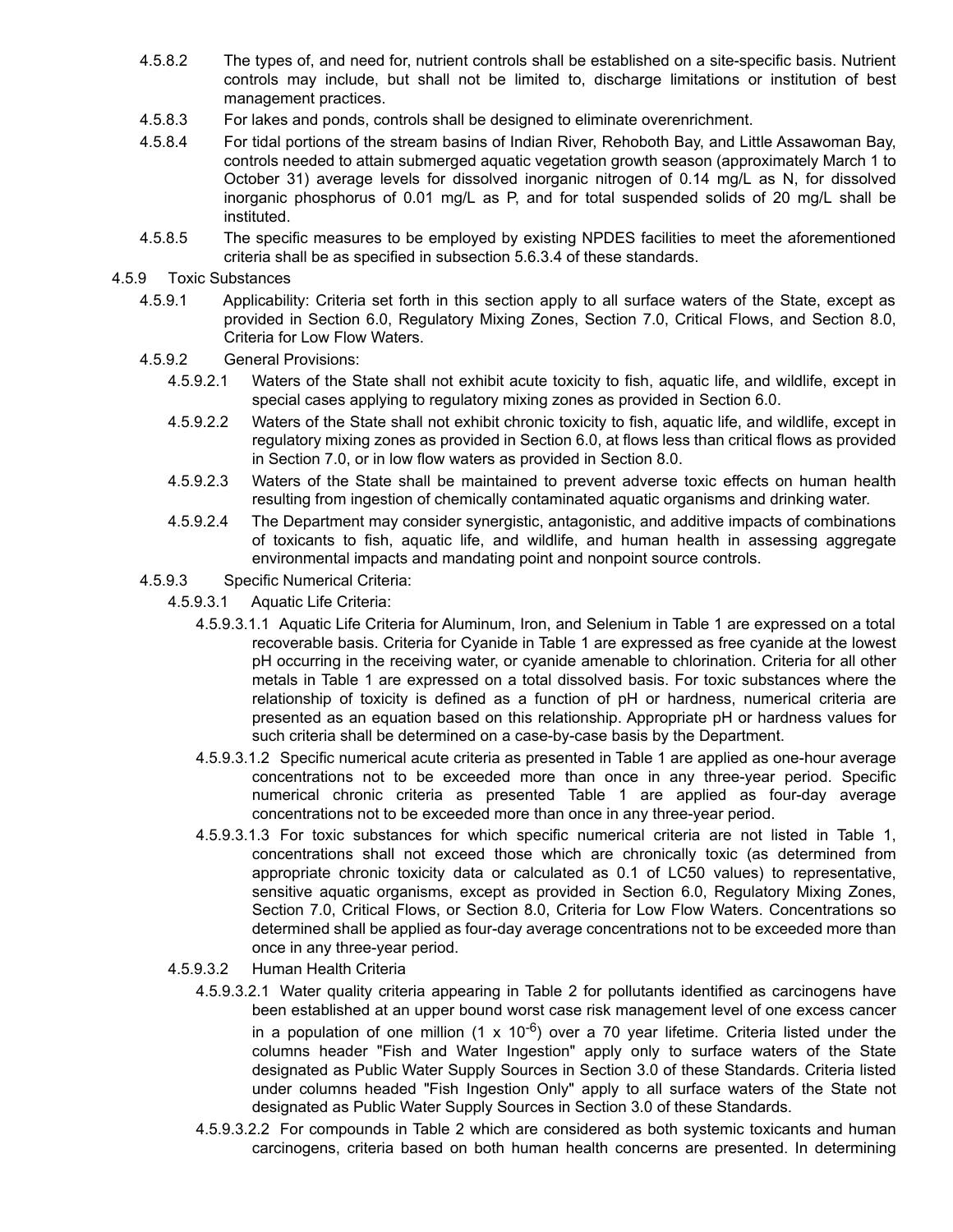4.5.8.2 The types of, and need for, nutrient controls shall be established on a site-specific basis. Nutrient controls may include, but shall not be limited to, discharge limitations or institution of best management practices.

4.5.8.3 For lakes and ponds, controls shall be designed to eliminate overenrichment.

4.5.8.4 For tidal portions of the stream basins of Indian River, Rehoboth Bay, and Little Assawoman Bay, controls needed to attain submerged aquatic vegetation growth season (approximately March 1 to October 31) average levels for dissolved inorganic nitrogen of 0.14 mg/L as N, for dissolved inorganic phosphorus of 0.01 mg/L as P, and for total suspended solids of 20 mg/L shall be instituted.

4.5.8.5 The specific measures to be employed by existing NPDES facilities to meet the aforementioned criteria shall be as specified in subsection 5.6.3.4 of these standards.

4.5.9 Toxic Substances

4.5.9.1 Applicability: Criteria set forth in this section apply to all surface waters of the State, except as provided in Section 6.0, Regulatory Mixing Zones, Section 7.0, Critical Flows, and Section 8.0, Criteria for Low Flow Waters.

4.5.9.2 General Provisions:

4.5.9.2.1 Waters of the State shall not exhibit acute toxicity to fish, aquatic life, and wildlife, except in special cases applying to regulatory mixing zones as provided in Section 6.0.

4.5.9.2.2 Waters of the State shall not exhibit chronic toxicity to fish, aquatic life, and wildlife, except in regulatory mixing zones as provided in Section 6.0, at flows less than critical flows as provided in Section 7.0, or in low flow waters as provided in Section 8.0.

4.5.9.2.3 Waters of the State shall be maintained to prevent adverse toxic effects on human health resulting from ingestion of chemically contaminated aquatic organisms and drinking water.

4.5.9.2.4 The Department may consider synergistic, antagonistic, and additive impacts of combinations of toxicants to fish, aquatic life, and wildlife, and human health in assessing aggregate environmental impacts and mandating point and nonpoint source controls.

4.5.9.3 Specific Numerical Criteria:

4.5.9.3.1 Aquatic Life Criteria:

4.5.9.3.1.1 Aquatic Life Criteria for Aluminum, Iron, and Selenium in Table 1 are expressed on a total recoverable basis. Criteria for Cyanide in Table 1 are expressed as free cyanide at the lowest pH occurring in the receiving water, or cyanide amenable to chlorination. Criteria for all other metals in Table 1 are expressed on a total dissolved basis. For toxic substances where the relationship of toxicity is defined as a function of pH or hardness, numerical criteria are presented as an equation based on this relationship. Appropriate pH or hardness values for such criteria shall be determined on a case-by-case basis by the Department.

4.5.9.3.1.2 Specific numerical acute criteria as presented in Table 1 are applied as one-hour average concentrations not to be exceeded more than once in any three-year period. Specific numerical chronic criteria as presented Table 1 are applied as four-day average concentrations not to be exceeded more than once in any three-year period.

4.5.9.3.1.3 For toxic substances for which specific numerical criteria are not listed in Table 1, concentrations shall not exceed those which are chronically toxic (as determined from appropriate chronic toxicity data or calculated as 0.1 of LC50 values) to representative, sensitive aquatic organisms, except as provided in Section 6.0, Regulatory Mixing Zones, Section 7.0, Critical Flows, or Section 8.0, Criteria for Low Flow Waters. Concentrations so determined shall be applied as four-day average concentrations not to be exceeded more than once in any three-year period.

4.5.9.3.2 Human Health Criteria

4.5.9.3.2.1 Water quality criteria appearing in Table 2 for pollutants identified as carcinogens have been established at an upper bound worst case risk management level of one excess cancer in a population of one million ($1 \times 10^{-6}$) over a 70 year lifetime. Criteria listed under the columns header "Fish and Water Ingestion" apply only to surface waters of the State designated as Public Water Supply Sources in Section 3.0 of these Standards. Criteria listed under columns headed "Fish Ingestion Only" apply to all surface waters of the State not designated as Public Water Supply Sources in Section 3.0 of these Standards.

4.5.9.3.2.2 For compounds in Table 2 which are considered as both systemic toxicants and human carcinogens, criteria based on both human health concerns are presented. In determining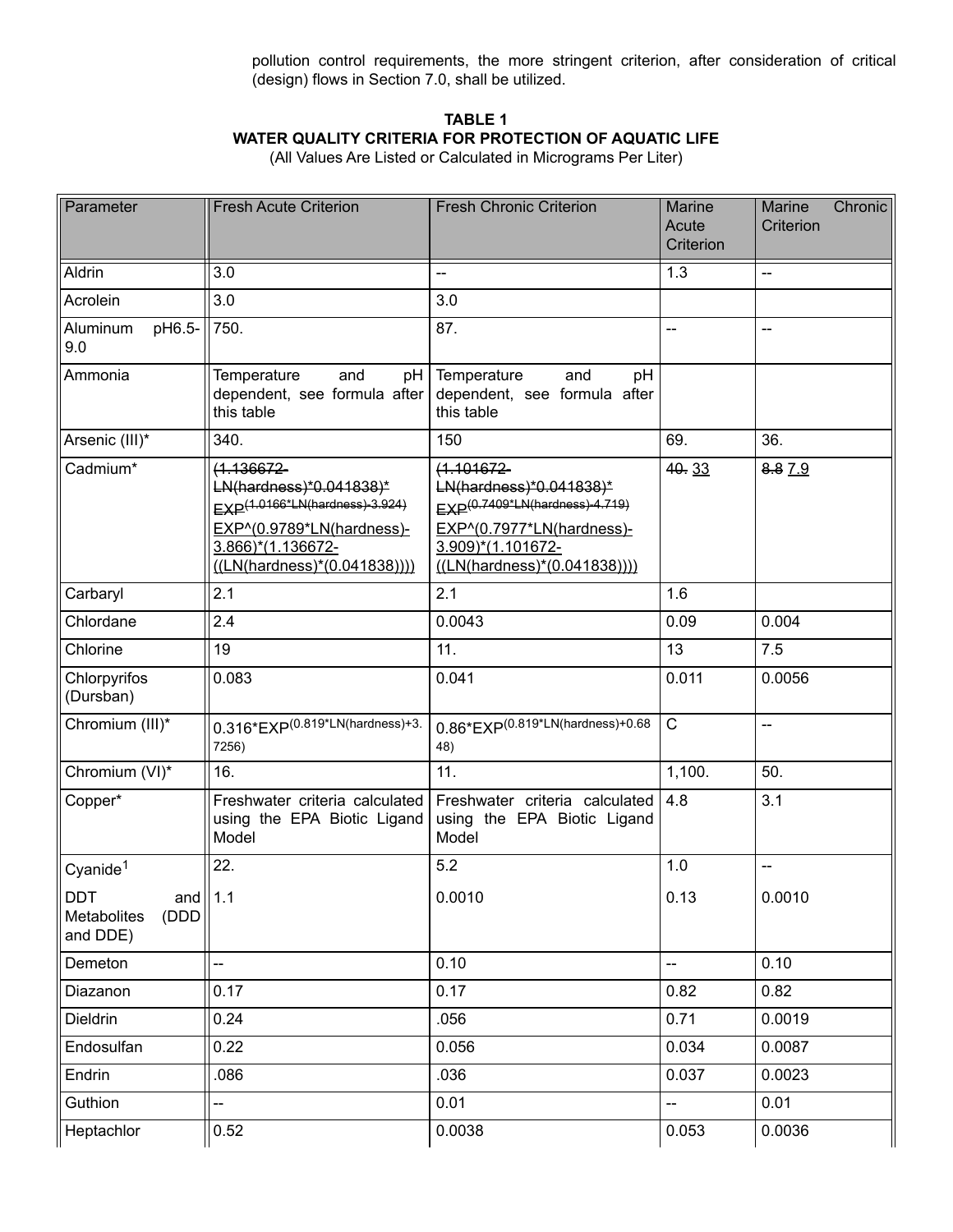pollution control requirements, the more stringent criterion, after consideration of critical (design) flows in Section 7.0, shall be utilized.

**TABLE 1**
**WATER QUALITY CRITERIA FOR PROTECTION OF AQUATIC LIFE**
(All Values Are Listed or Calculated in Micrograms Per Liter)

| Parameter | Fresh Acute Criterion | Fresh Chronic Criterion | Marine Acute Criterion | Marine Chronic Criterion |
|---|---|---|---|---|
| Aldrin | 3.0 | -- | 1.3 | -- |
| Acrolein | 3.0 | 3.0 | | |
| Aluminum pH6.5-9.0 | 750. | 87. | -- | -- |
| Ammonia | Temperature and pH dependent, see formula after this table | Temperature and pH dependent, see formula after this table | | |
| Arsenic (III)* | 340. | 150 | 69. | 36. |
| Cadmium* | ~~(1.136672-LN(hardness)*0.041838)* EXP(1.0166*LN(hardness)-3.924)~~ EXP^(0.9789*LN(hardness)-3.866)*(1.136672-((LN(hardness)*(0.041838)))) | ~~(1.101672-LN(hardness)*0.041838)* EXP(0.7409*LN(hardness)-4.719)~~ EXP^(0.7977*LN(hardness)-3.909)*(1.101672-((LN(hardness)*(0.041838)))) | ~~40.~~ 33 | ~~8.8~~ 7.9 |
| Carbaryl | 2.1 | 2.1 | 1.6 | |
| Chlordane | 2.4 | 0.0043 | 0.09 | 0.004 |
| Chlorine | 19 | 11. | 13 | 7.5 |
| Chlorpyrifos (Dursban) | 0.083 | 0.041 | 0.011 | 0.0056 |
| Chromium (III)* | 0.316*EXP(0.819*LN(hardness)+3.7256) | 0.86*EXP(0.819*LN(hardness)+0.6848) | C | -- |
| Chromium (VI)* | 16. | 11. | 1,100. | 50. |
| Copper* | Freshwater criteria calculated using the EPA Biotic Ligand Model | Freshwater criteria calculated using the EPA Biotic Ligand Model | 4.8 | 3.1 |
| Cyanide[1] | 22. | 5.2 | 1.0 | -- |
| DDT and Metabolites (DDD and DDE) | 1.1 | 0.0010 | 0.13 | 0.0010 |
| Demeton | -- | 0.10 | -- | 0.10 |
| Diazanon | 0.17 | 0.17 | 0.82 | 0.82 |
| Dieldrin | 0.24 | .056 | 0.71 | 0.0019 |
| Endosulfan | 0.22 | 0.056 | 0.034 | 0.0087 |
| Endrin | .086 | .036 | 0.037 | 0.0023 |
| Guthion | -- | 0.01 | -- | 0.01 |
| Heptachlor | 0.52 | 0.0038 | 0.053 | 0.0036 |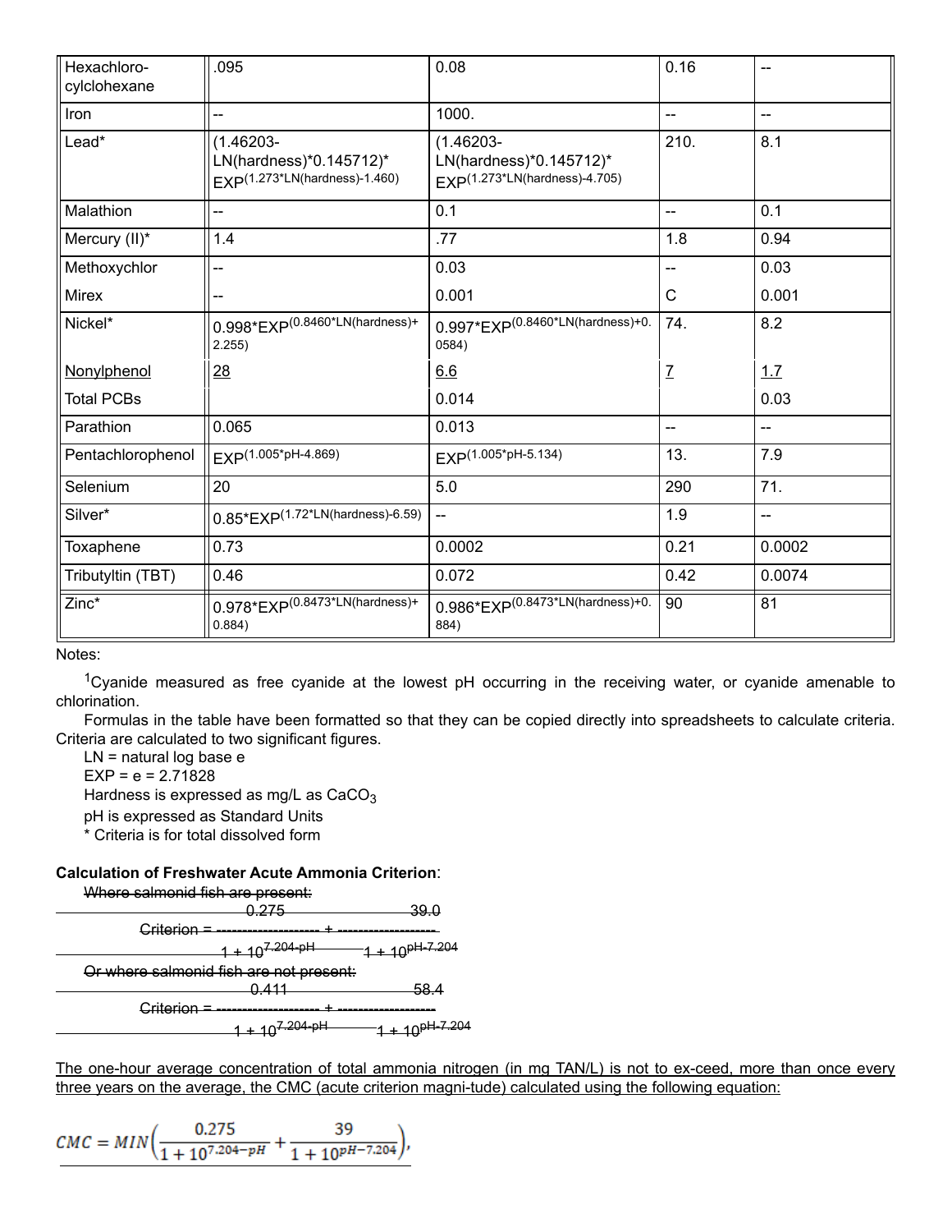| Hexachloro-cylclohexane | .095 | 0.08 | 0.16 | -- |
|---|---|---|---|---|
| Iron | -- | 1000. | -- | -- |
| Lead* | (1.46203-LN(hardness)*0.145712)* EXP$^{(1.273*LN(hardness)-1.460)}$ | (1.46203-LN(hardness)*0.145712)* EXP$^{(1.273*LN(hardness)-4.705)}$ | 210. | 8.1 |
| Malathion | -- | 0.1 | -- | 0.1 |
| Mercury (II)* | 1.4 | .77 | 1.8 | 0.94 |
| Methoxychlor | -- | 0.03 | -- | 0.03 |
| Mirex | -- | 0.001 | C | 0.001 |
| Nickel* | 0.998*EXP$^{(0.8460*LN(hardness)+2.255)}$ | 0.997*EXP$^{(0.8460*LN(hardness)+0.0584)}$ | 74. | 8.2 |
| Nonylphenol | 28 | 6.6 | 7 | 1.7 |
| Total PCBs | | 0.014 | | 0.03 |
| Parathion | 0.065 | 0.013 | -- | -- |
| Pentachlorophenol | EXP$^{(1.005*pH-4.869)}$ | EXP$^{(1.005*pH-5.134)}$ | 13. | 7.9 |
| Selenium | 20 | 5.0 | 290 | 71. |
| Silver* | 0.85*EXP$^{(1.72*LN(hardness)-6.59)}$ | -- | 1.9 | -- |
| Toxaphene | 0.73 | 0.0002 | 0.21 | 0.0002 |
| Tributyltin (TBT) | 0.46 | 0.072 | 0.42 | 0.0074 |
| Zinc* | 0.978*EXP$^{(0.8473*LN(hardness)+0.884)}$ | 0.986*EXP$^{(0.8473*LN(hardness)+0.884)}$ | 90 | 81 |

Notes:

[1]Cyanide measured as free cyanide at the lowest pH occurring in the receiving water, or cyanide amenable to chlorination.

Formulas in the table have been formatted so that they can be copied directly into spreadsheets to calculate criteria. Criteria are calculated to two significant figures.

LN = natural log base e

EXP = e = 2.71828

Hardness is expressed as mg/L as $CaCO_3$

pH is expressed as Standard Units

\* Criteria is for total dissolved form

**Calculation of Freshwater Acute Ammonia Criterion**:

~~Where salmonid fish are present:~~

~~$$\text{Criterion} = \frac{0.275}{1 + 10^{7.204-pH}} + \frac{39.0}{1 + 10^{pH-7.204}}$$~~

~~Or where salmonid fish are not present:~~

~~$$\text{Criterion} = \frac{0.411}{1 + 10^{7.204-pH}} + \frac{58.4}{1 + 10^{pH-7.204}}$$~~

The one-hour average concentration of total ammonia nitrogen (in mg TAN/L) is not to ex-ceed, more than once every three years on the average, the CMC (acute criterion magni-tude) calculated using the following equation:

$$CMC = MIN\left(\frac{0.275}{1 + 10^{7.204-pH}} + \frac{39}{1 + 10^{pH-7.204}}\right),$$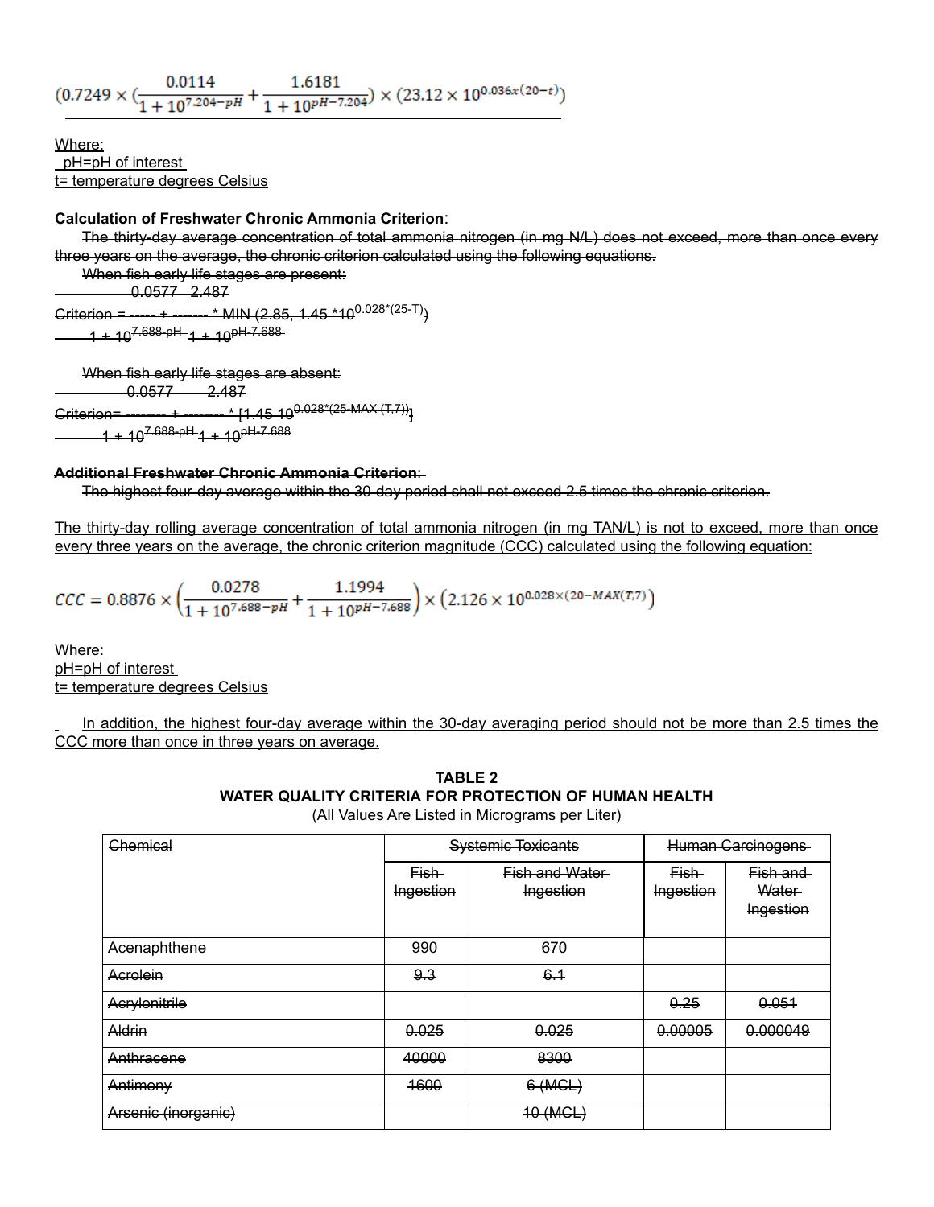$$(0.7249 \times (\frac{0.0114}{1+10^{7.204-pH}} + \frac{1.6181}{1+10^{pH-7.204}}) \times (23.12 \times 10^{0.036x(20-t)})$$

Where:
pH=pH of interest
t= temperature degrees Celsius

**Calculation of Freshwater Chronic Ammonia Criterion**:

~~The thirty-day average concentration of total ammonia nitrogen (in mg N/L) does not exceed, more than once every three years on the average, the chronic criterion calculated using the following equations.~~

~~When fish early life stages are present:~~

~~$$\text{Criterion} = \frac{0.0577}{1+10^{7.688-pH}} + \frac{2.487}{1+10^{pH-7.688}} * \text{MIN}(2.85, 1.45 * 10^{0.028*(25-T)})$$~~

~~When fish early life stages are absent:~~

~~$$\text{Criterion} = \frac{0.0577}{1+10^{7.688-pH}} + \frac{2.487}{1+10^{pH-7.688}} * [1.45\ 10^{0.028*(25-MAX(T,7))}]$$~~

~~**Additional Freshwater Chronic Ammonia Criterion**:~~

~~The highest four-day average within the 30-day period shall not exceed 2.5 times the chronic criterion.~~

The thirty-day rolling average concentration of total ammonia nitrogen (in mg TAN/L) is not to exceed, more than once every three years on the average, the chronic criterion magnitude (CCC) calculated using the following equation:

$$CCC = 0.8876 \times \left(\frac{0.0278}{1+10^{7.688-pH}} + \frac{1.1994}{1+10^{pH-7.688}}\right) \times \left(2.126 \times 10^{0.028\times(20-MAX(T,7))}\right)$$

Where:
pH=pH of interest
t= temperature degrees Celsius

In addition, the highest four-day average within the 30-day averaging period should not be more than 2.5 times the CCC more than once in three years on average.

**TABLE 2**
**WATER QUALITY CRITERIA FOR PROTECTION OF HUMAN HEALTH**
(All Values Are Listed in Micrograms per Liter)

| ~~Chemical~~ | ~~Systemic Toxicants~~ | | ~~Human Carcinogens~~ | |
|---|---|---|---|---|
| | ~~Fish Ingestion~~ | ~~Fish and Water Ingestion~~ | ~~Fish Ingestion~~ | ~~Fish and Water Ingestion~~ |
| ~~Acenaphthene~~ | ~~990~~ | ~~670~~ | | |
| ~~Acrolein~~ | ~~9.3~~ | ~~6.1~~ | | |
| ~~Acrylonitrile~~ | | | ~~0.25~~ | ~~0.051~~ |
| ~~Aldrin~~ | ~~0.025~~ | ~~0.025~~ | ~~0.00005~~ | ~~0.000049~~ |
| ~~Anthracene~~ | ~~40000~~ | ~~8300~~ | | |
| ~~Antimony~~ | ~~1600~~ | ~~6 (MCL)~~ | | |
| ~~Arsenic (inorganic)~~ | | ~~10 (MCL)~~ | | |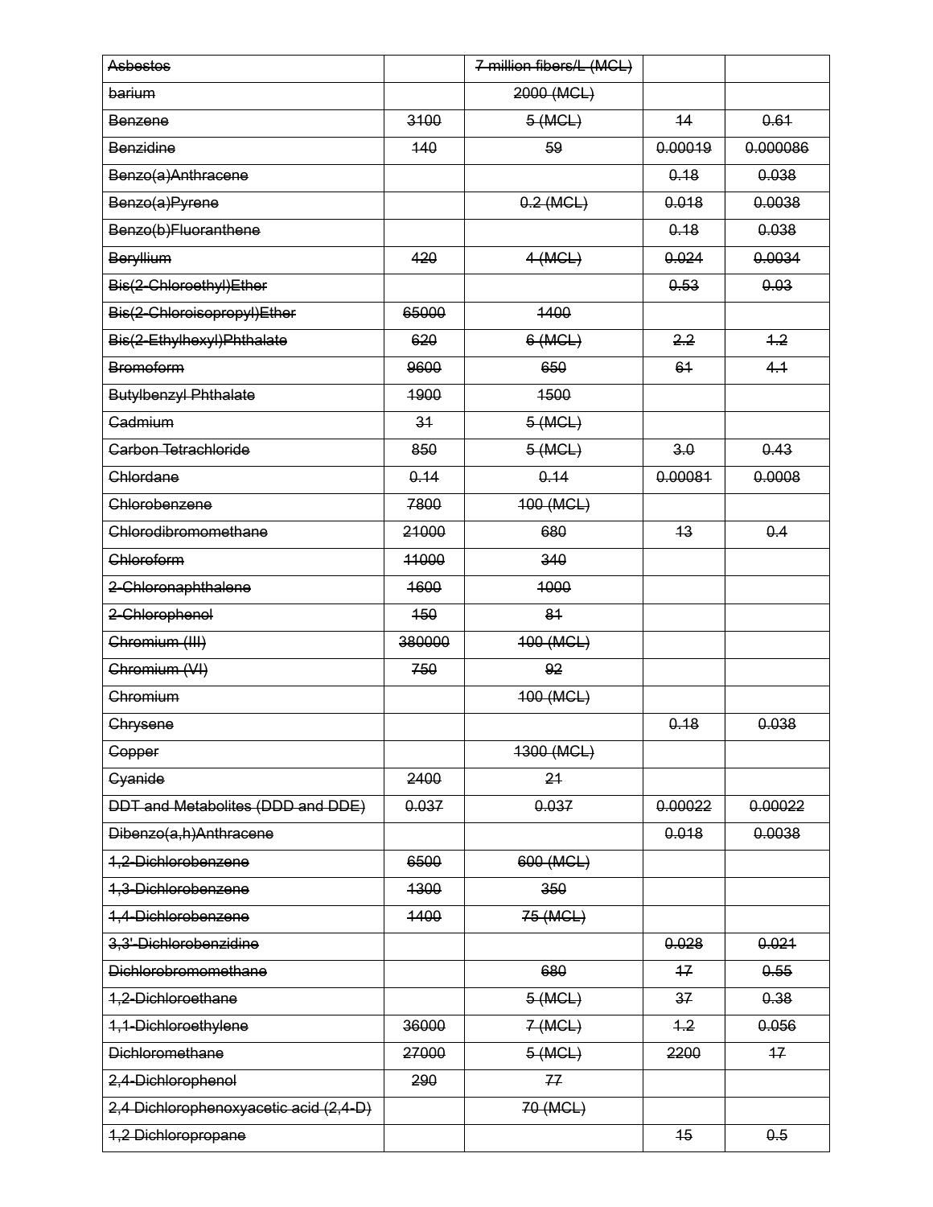| ~~Asbestos~~ | | ~~7 million fibers/L (MCL)~~ | | |
|---|---|---|---|---|
| ~~barium~~ | | ~~2000 (MCL)~~ | | |
| ~~Benzene~~ | ~~3100~~ | ~~5 (MCL)~~ | ~~14~~ | ~~0.61~~ |
| ~~Benzidine~~ | ~~140~~ | ~~59~~ | ~~0.00019~~ | ~~0.000086~~ |
| ~~Benzo(a)Anthracene~~ | | | ~~0.18~~ | ~~0.038~~ |
| ~~Benzo(a)Pyrene~~ | | ~~0.2 (MCL)~~ | ~~0.018~~ | ~~0.0038~~ |
| ~~Benzo(b)Fluoranthene~~ | | | ~~0.18~~ | ~~0.038~~ |
| ~~Beryllium~~ | ~~420~~ | ~~4 (MCL)~~ | ~~0.024~~ | ~~0.0034~~ |
| ~~Bis(2-Chloroethyl)Ether~~ | | | ~~0.53~~ | ~~0.03~~ |
| ~~Bis(2-Chloroisopropyl)Ether~~ | ~~65000~~ | ~~1400~~ | | |
| ~~Bis(2-Ethylhexyl)Phthalate~~ | ~~620~~ | ~~6 (MCL)~~ | ~~2.2~~ | ~~1.2~~ |
| ~~Bromoform~~ | ~~9600~~ | ~~650~~ | ~~61~~ | ~~4.1~~ |
| ~~Butylbenzyl Phthalate~~ | ~~1900~~ | ~~1500~~ | | |
| ~~Cadmium~~ | ~~31~~ | ~~5 (MCL)~~ | | |
| ~~Carbon Tetrachloride~~ | ~~850~~ | ~~5 (MCL)~~ | ~~3.0~~ | ~~0.43~~ |
| ~~Chlordane~~ | ~~0.14~~ | ~~0.14~~ | ~~0.00081~~ | ~~0.0008~~ |
| ~~Chlorobenzene~~ | ~~7800~~ | ~~100 (MCL)~~ | | |
| ~~Chlorodibromomethane~~ | ~~21000~~ | ~~680~~ | ~~13~~ | ~~0.4~~ |
| ~~Chloroform~~ | ~~11000~~ | ~~340~~ | | |
| ~~2-Chloronaphthalene~~ | ~~1600~~ | ~~1000~~ | | |
| ~~2-Chlorophenol~~ | ~~150~~ | ~~81~~ | | |
| ~~Chromium (III)~~ | ~~380000~~ | ~~100 (MCL)~~ | | |
| ~~Chromium (VI)~~ | ~~750~~ | ~~92~~ | | |
| ~~Chromium~~ | | ~~100 (MCL)~~ | | |
| ~~Chrysene~~ | | | ~~0.18~~ | ~~0.038~~ |
| ~~Copper~~ | | ~~1300 (MCL)~~ | | |
| ~~Cyanide~~ | ~~2400~~ | ~~21~~ | | |
| ~~DDT and Metabolites (DDD and DDE)~~ | ~~0.037~~ | ~~0.037~~ | ~~0.00022~~ | ~~0.00022~~ |
| ~~Dibenzo(a,h)Anthracene~~ | | | ~~0.018~~ | ~~0.0038~~ |
| ~~1,2-Dichlorobenzene~~ | ~~6500~~ | ~~600 (MCL)~~ | | |
| ~~1,3-Dichlorobenzene~~ | ~~1300~~ | ~~350~~ | | |
| ~~1,4-Dichlorobenzene~~ | ~~1400~~ | ~~75 (MCL)~~ | | |
| ~~3,3'-Dichlorobenzidine~~ | | | ~~0.028~~ | ~~0.021~~ |
| ~~Dichlorobromomethane~~ | | ~~680~~ | ~~17~~ | ~~0.55~~ |
| ~~1,2-Dichloroethane~~ | | ~~5 (MCL)~~ | ~~37~~ | ~~0.38~~ |
| ~~1,1-Dichloroethylene~~ | ~~36000~~ | ~~7 (MCL)~~ | ~~1.2~~ | ~~0.056~~ |
| ~~Dichloromethane~~ | ~~27000~~ | ~~5 (MCL)~~ | ~~2200~~ | ~~17~~ |
| ~~2,4-Dichlorophenol~~ | ~~290~~ | ~~77~~ | | |
| ~~2,4 Dichlorophenoxyacetic acid (2,4-D)~~ | | ~~70 (MCL)~~ | | |
| ~~1,2 Dichloropropane~~ | | | ~~15~~ | ~~0.5~~ |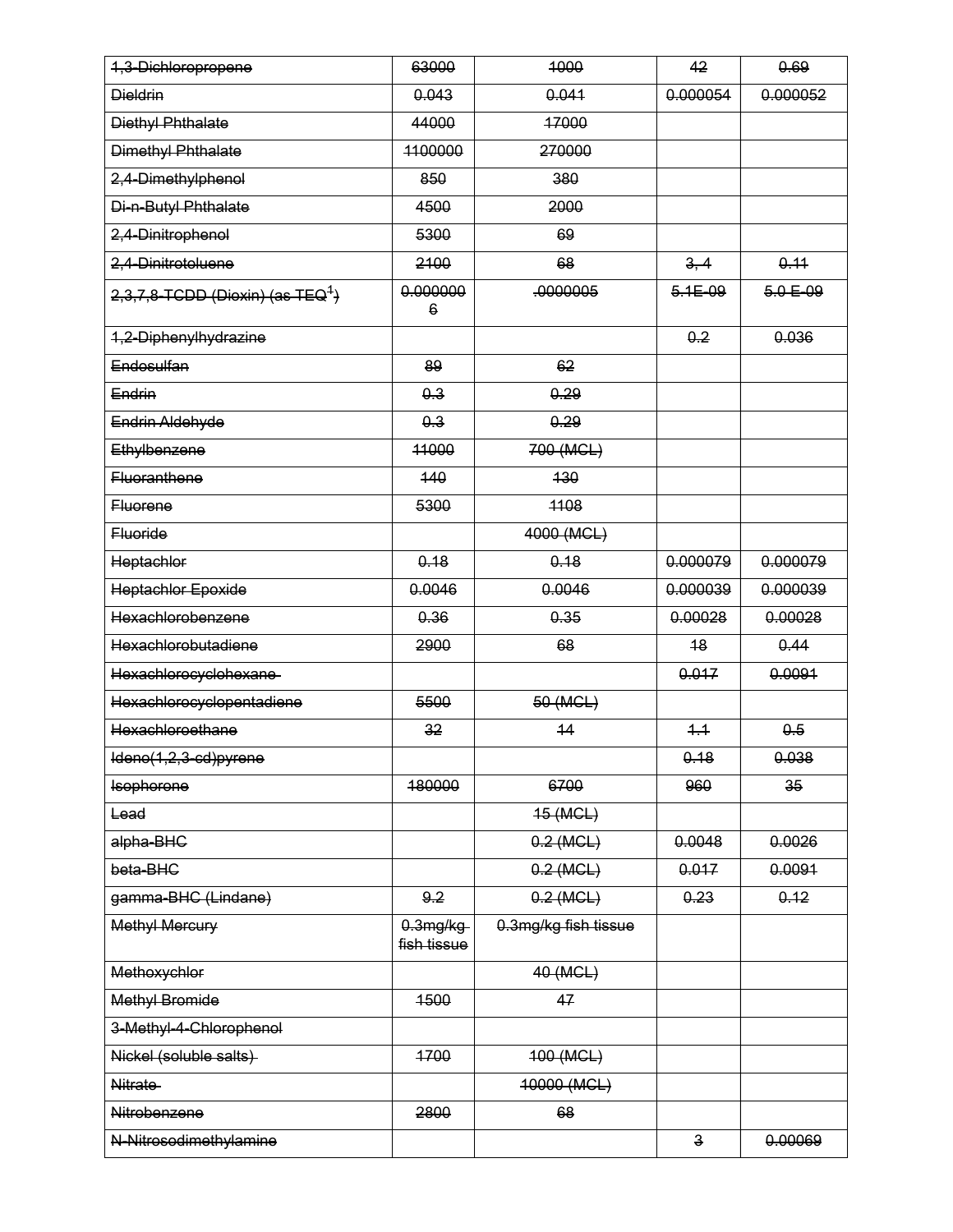| | | | | |
|---|---|---|---|---|
| ~~1,3-Dichloropropene~~ | ~~63000~~ | ~~1000~~ | ~~42~~ | ~~0.69~~ |
| ~~Dieldrin~~ | ~~0.043~~ | ~~0.041~~ | ~~0.000054~~ | ~~0.000052~~ |
| ~~Diethyl Phthalate~~ | ~~44000~~ | ~~17000~~ | | |
| ~~Dimethyl Phthalate~~ | ~~1100000~~ | ~~270000~~ | | |
| ~~2,4-Dimethylphenol~~ | ~~850~~ | ~~380~~ | | |
| ~~Di-n-Butyl Phthalate~~ | ~~4500~~ | ~~2000~~ | | |
| ~~2,4-Dinitrophenol~~ | ~~5300~~ | ~~69~~ | | |
| ~~2,4-Dinitrotoluene~~ | ~~2100~~ | ~~68~~ | ~~3, 4~~ | ~~0.11~~ |
| ~~2,3,7,8-TCDD (Dioxin) (as TEQ[1])~~ | ~~0.0000006~~ | ~~.0000005~~ | ~~5.1E-09~~ | ~~5.0 E-09~~ |
| ~~1,2-Diphenylhydrazine~~ | | | ~~0.2~~ | ~~0.036~~ |
| ~~Endosulfan~~ | ~~89~~ | ~~62~~ | | |
| ~~Endrin~~ | ~~0.3~~ | ~~0.29~~ | | |
| ~~Endrin Aldehyde~~ | ~~0.3~~ | ~~0.29~~ | | |
| ~~Ethylbenzene~~ | ~~11000~~ | ~~700 (MCL)~~ | | |
| ~~Fluoranthene~~ | ~~140~~ | ~~130~~ | | |
| ~~Fluorene~~ | ~~5300~~ | ~~1108~~ | | |
| ~~Fluoride~~ | | ~~4000 (MCL)~~ | | |
| ~~Heptachlor~~ | ~~0.18~~ | ~~0.18~~ | ~~0.000079~~ | ~~0.000079~~ |
| ~~Heptachlor Epoxide~~ | ~~0.0046~~ | ~~0.0046~~ | ~~0.000039~~ | ~~0.000039~~ |
| ~~Hexachlorobenzene~~ | ~~0.36~~ | ~~0.35~~ | ~~0.00028~~ | ~~0.00028~~ |
| ~~Hexachlorobutadiene~~ | ~~2900~~ | ~~68~~ | ~~18~~ | ~~0.44~~ |
| ~~Hexachlorocyclohexane~~ | | | ~~0.017~~ | ~~0.0091~~ |
| ~~Hexachlorocyclopentadiene~~ | ~~5500~~ | ~~50 (MCL)~~ | | |
| ~~Hexachloroethane~~ | ~~32~~ | ~~14~~ | ~~1.1~~ | ~~0.5~~ |
| ~~Ideno(1,2,3-cd)pyrene~~ | | | ~~0.18~~ | ~~0.038~~ |
| ~~Isophorone~~ | ~~180000~~ | ~~6700~~ | ~~960~~ | ~~35~~ |
| ~~Lead~~ | | ~~15 (MCL)~~ | | |
| ~~alpha-BHC~~ | | ~~0.2 (MCL)~~ | ~~0.0048~~ | ~~0.0026~~ |
| ~~beta-BHC~~ | | ~~0.2 (MCL)~~ | ~~0.017~~ | ~~0.0091~~ |
| ~~gamma-BHC (Lindane)~~ | ~~9.2~~ | ~~0.2 (MCL)~~ | ~~0.23~~ | ~~0.12~~ |
| ~~Methyl Mercury~~ | ~~0.3mg/kg fish tissue~~ | ~~0.3mg/kg fish tissue~~ | | |
| ~~Methoxychlor~~ | | ~~40 (MCL)~~ | | |
| ~~Methyl Bromide~~ | ~~1500~~ | ~~47~~ | | |
| ~~3-Methyl-4-Chlorophenol~~ | | | | |
| ~~Nickel (soluble salts)~~ | ~~1700~~ | ~~100 (MCL)~~ | | |
| ~~Nitrate~~ | | ~~10000 (MCL)~~ | | |
| ~~Nitrobenzene~~ | ~~2800~~ | ~~68~~ | | |
| ~~N-Nitrosodimethylamine~~ | | | ~~3~~ | ~~0.00069~~ |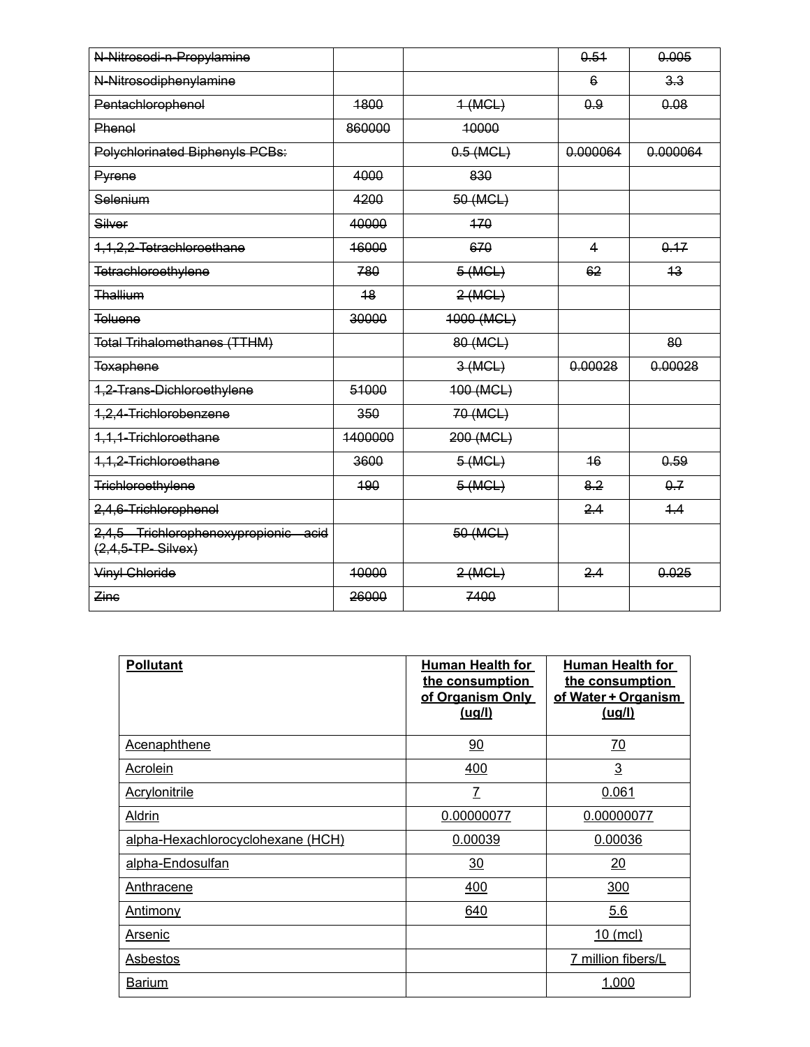| ~~N-Nitrosodi-n-Propylamine~~ | | | ~~0.51~~ | ~~0.005~~ |
|---|---|---|---|---|
| ~~N-Nitrosodiphenylamine~~ | | | ~~6~~ | ~~3.3~~ |
| ~~Pentachlorophenol~~ | ~~1800~~ | ~~1 (MCL)~~ | ~~0.9~~ | ~~0.08~~ |
| ~~Phenol~~ | ~~860000~~ | ~~10000~~ | | |
| ~~Polychlorinated Biphenyls PCBs:~~ | | ~~0.5 (MCL)~~ | ~~0.000064~~ | ~~0.000064~~ |
| ~~Pyrene~~ | ~~4000~~ | ~~830~~ | | |
| ~~Selenium~~ | ~~4200~~ | ~~50 (MCL)~~ | | |
| ~~Silver~~ | ~~40000~~ | ~~170~~ | | |
| ~~1,1,2,2-Tetrachloroethane~~ | ~~16000~~ | ~~670~~ | ~~4~~ | ~~0.17~~ |
| ~~Tetrachloroethylene~~ | ~~780~~ | ~~5 (MCL)~~ | ~~62~~ | ~~13~~ |
| ~~Thallium~~ | ~~18~~ | ~~2 (MCL)~~ | | |
| ~~Toluene~~ | ~~30000~~ | ~~1000 (MCL)~~ | | |
| ~~Total Trihalomethanes (TTHM)~~ | | ~~80 (MCL)~~ | | ~~80~~ |
| ~~Toxaphene~~ | | ~~3 (MCL)~~ | ~~0.00028~~ | ~~0.00028~~ |
| ~~1,2-Trans-Dichloroethylene~~ | ~~51000~~ | ~~100 (MCL)~~ | | |
| ~~1,2,4-Trichlorobenzene~~ | ~~350~~ | ~~70 (MCL)~~ | | |
| ~~1,1,1-Trichloroethane~~ | ~~1400000~~ | ~~200 (MCL)~~ | | |
| ~~1,1,2-Trichloroethane~~ | ~~3600~~ | ~~5 (MCL)~~ | ~~16~~ | ~~0.59~~ |
| ~~Trichloroethylene~~ | ~~190~~ | ~~5 (MCL)~~ | ~~8.2~~ | ~~0.7~~ |
| ~~2,4,6-Trichlorophenol~~ | | | ~~2.4~~ | ~~1.4~~ |
| ~~2,4,5 - Trichlorophenoxypropionic acid (2,4,5-TP- Silvex)~~ | | ~~50 (MCL)~~ | | |
| ~~Vinyl Chloride~~ | ~~10000~~ | ~~2 (MCL)~~ | ~~2.4~~ | ~~0.025~~ |
| ~~Zinc~~ | ~~26000~~ | ~~7400~~ | | |

| <u>Pollutant</u> | <u>Human Health for the consumption of Organism Only (ug/l)</u> | <u>Human Health for the consumption of Water + Organism (ug/l)</u> |
|---|---|---|
| <u>Acenaphthene</u> | <u>90</u> | <u>70</u> |
| <u>Acrolein</u> | <u>400</u> | <u>3</u> |
| <u>Acrylonitrile</u> | <u>7</u> | <u>0.061</u> |
| <u>Aldrin</u> | <u>0.00000077</u> | <u>0.00000077</u> |
| <u>alpha-Hexachlorocyclohexane (HCH)</u> | <u>0.00039</u> | <u>0.00036</u> |
| <u>alpha-Endosulfan</u> | <u>30</u> | <u>20</u> |
| <u>Anthracene</u> | <u>400</u> | <u>300</u> |
| <u>Antimony</u> | <u>640</u> | <u>5.6</u> |
| <u>Arsenic</u> | | <u>10 (mcl)</u> |
| <u>Asbestos</u> | | <u>7 million fibers/L</u> |
| <u>Barium</u> | | <u>1,000</u> |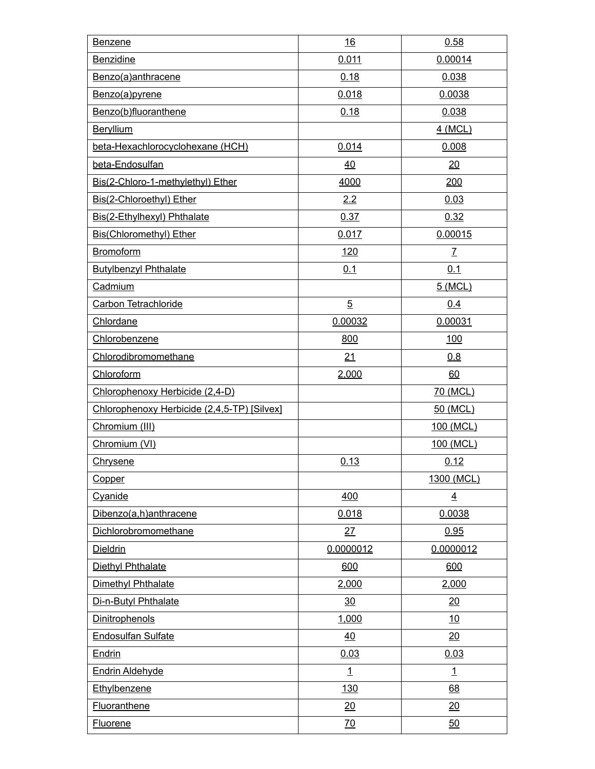| Benzene | 16 | 0.58 |
|---|---|---|
| Benzidine | 0.011 | 0.00014 |
| Benzo(a)anthracene | 0.18 | 0.038 |
| Benzo(a)pyrene | 0.018 | 0.0038 |
| Benzo(b)fluoranthene | 0.18 | 0.038 |
| Beryllium | | 4 (MCL) |
| beta-Hexachlorocyclohexane (HCH) | 0.014 | 0.008 |
| beta-Endosulfan | 40 | 20 |
| Bis(2-Chloro-1-methylethyl) Ether | 4000 | 200 |
| Bis(2-Chloroethyl) Ether | 2.2 | 0.03 |
| Bis(2-Ethylhexyl) Phthalate | 0.37 | 0.32 |
| Bis(Chloromethyl) Ether | 0.017 | 0.00015 |
| Bromoform | 120 | 7 |
| Butylbenzyl Phthalate | 0.1 | 0.1 |
| Cadmium | | 5 (MCL) |
| Carbon Tetrachloride | 5 | 0.4 |
| Chlordane | 0.00032 | 0.00031 |
| Chlorobenzene | 800 | 100 |
| Chlorodibromomethane | 21 | 0.8 |
| Chloroform | 2,000 | 60 |
| Chlorophenoxy Herbicide (2,4-D) | | 70 (MCL) |
| Chlorophenoxy Herbicide (2,4,5-TP) [Silvex] | | 50 (MCL) |
| Chromium (III) | | 100 (MCL) |
| Chromium (VI) | | 100 (MCL) |
| Chrysene | 0.13 | 0.12 |
| Copper | | 1300 (MCL) |
| Cyanide | 400 | 4 |
| Dibenzo(a,h)anthracene | 0.018 | 0.0038 |
| Dichlorobromomethane | 27 | 0.95 |
| Dieldrin | 0.0000012 | 0.0000012 |
| Diethyl Phthalate | 600 | 600 |
| Dimethyl Phthalate | 2,000 | 2,000 |
| Di-n-Butyl Phthalate | 30 | 20 |
| Dinitrophenols | 1,000 | 10 |
| Endosulfan Sulfate | 40 | 20 |
| Endrin | 0.03 | 0.03 |
| Endrin Aldehyde | 1 | 1 |
| Ethylbenzene | 130 | 68 |
| Fluoranthene | 20 | 20 |
| Fluorene | 70 | 50 |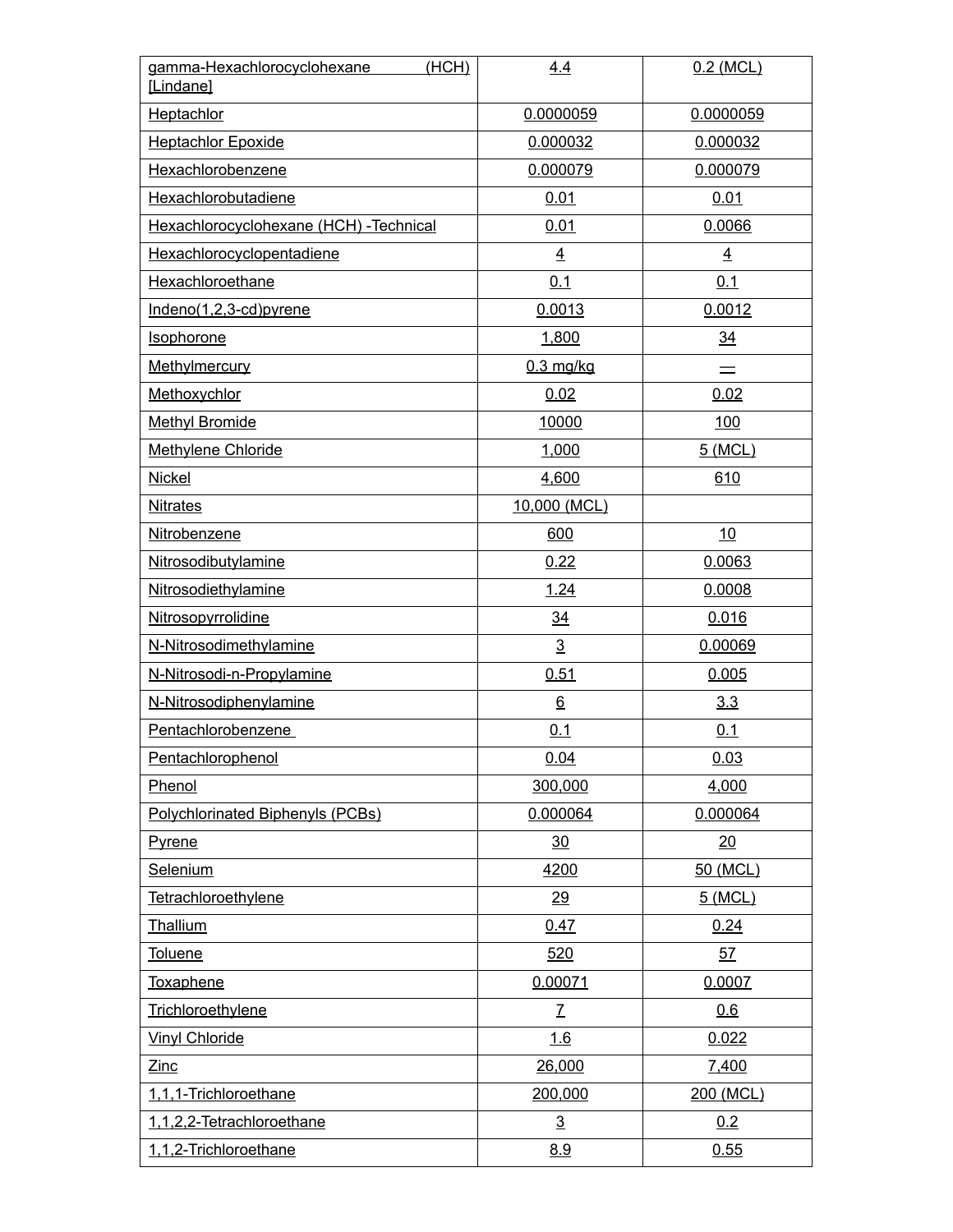| gamma-Hexachlorocyclohexane (HCH) [Lindane] | 4.4 | 0.2 (MCL) |
|---|---|---|
| Heptachlor | 0.0000059 | 0.0000059 |
| Heptachlor Epoxide | 0.000032 | 0.000032 |
| Hexachlorobenzene | 0.000079 | 0.000079 |
| Hexachlorobutadiene | 0.01 | 0.01 |
| Hexachlorocyclohexane (HCH) -Technical | 0.01 | 0.0066 |
| Hexachlorocyclopentadiene | 4 | 4 |
| Hexachloroethane | 0.1 | 0.1 |
| Indeno(1,2,3-cd)pyrene | 0.0013 | 0.0012 |
| Isophorone | 1,800 | 34 |
| Methylmercury | 0.3 mg/kg | — |
| Methoxychlor | 0.02 | 0.02 |
| Methyl Bromide | 10000 | 100 |
| Methylene Chloride | 1,000 | 5 (MCL) |
| Nickel | 4,600 | 610 |
| Nitrates | 10,000 (MCL) | |
| Nitrobenzene | 600 | 10 |
| Nitrosodibutylamine | 0.22 | 0.0063 |
| Nitrosodiethylamine | 1.24 | 0.0008 |
| Nitrosopyrrolidine | 34 | 0.016 |
| N-Nitrosodimethylamine | 3 | 0.00069 |
| N-Nitrosodi-n-Propylamine | 0.51 | 0.005 |
| N-Nitrosodiphenylamine | 6 | 3.3 |
| Pentachlorobenzene | 0.1 | 0.1 |
| Pentachlorophenol | 0.04 | 0.03 |
| Phenol | 300,000 | 4,000 |
| Polychlorinated Biphenyls (PCBs) | 0.000064 | 0.000064 |
| Pyrene | 30 | 20 |
| Selenium | 4200 | 50 (MCL) |
| Tetrachloroethylene | 29 | 5 (MCL) |
| Thallium | 0.47 | 0.24 |
| Toluene | 520 | 57 |
| Toxaphene | 0.00071 | 0.0007 |
| Trichloroethylene | 7 | 0.6 |
| Vinyl Chloride | 1.6 | 0.022 |
| Zinc | 26,000 | 7,400 |
| 1,1,1-Trichloroethane | 200,000 | 200 (MCL) |
| 1,1,2,2-Tetrachloroethane | 3 | 0.2 |
| 1,1,2-Trichloroethane | 8.9 | 0.55 |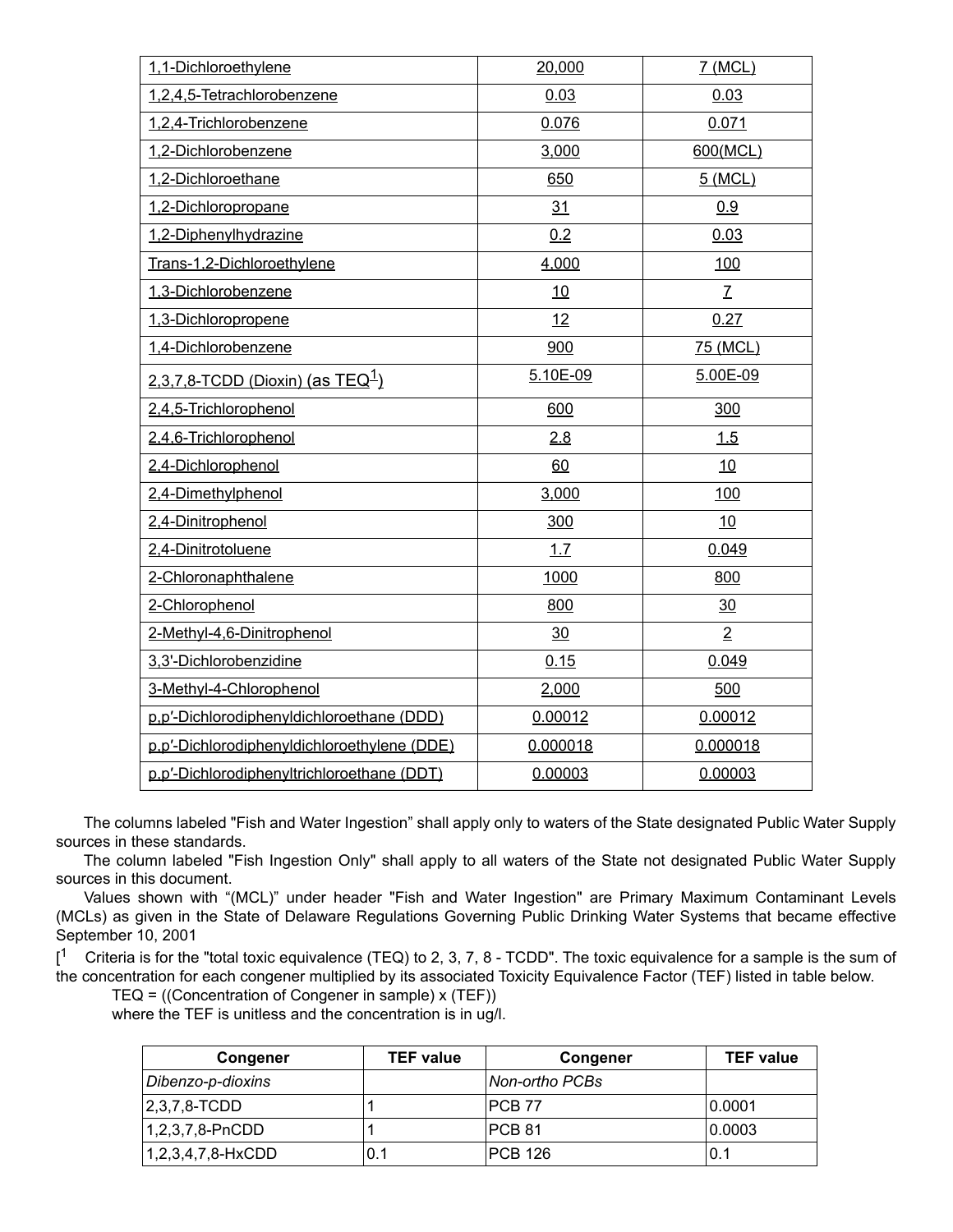| 1,1-Dichloroethylene | 20,000 | 7 (MCL) |
|---|---|---|
| 1,2,4,5-Tetrachlorobenzene | 0.03 | 0.03 |
| 1,2,4-Trichlorobenzene | 0.076 | 0.071 |
| 1,2-Dichlorobenzene | 3,000 | 600(MCL) |
| 1,2-Dichloroethane | 650 | 5 (MCL) |
| 1,2-Dichloropropane | 31 | 0.9 |
| 1,2-Diphenylhydrazine | 0.2 | 0.03 |
| Trans-1,2-Dichloroethylene | 4,000 | 100 |
| 1,3-Dichlorobenzene | 10 | 7 |
| 1,3-Dichloropropene | 12 | 0.27 |
| 1,4-Dichlorobenzene | 900 | 75 (MCL) |
| 2,3,7,8-TCDD (Dioxin) (as TEQ[1]) | 5.10E-09 | 5.00E-09 |
| 2,4,5-Trichlorophenol | 600 | 300 |
| 2,4,6-Trichlorophenol | 2.8 | 1.5 |
| 2,4-Dichlorophenol | 60 | 10 |
| 2,4-Dimethylphenol | 3,000 | 100 |
| 2,4-Dinitrophenol | 300 | 10 |
| 2,4-Dinitrotoluene | 1.7 | 0.049 |
| 2-Chloronaphthalene | 1000 | 800 |
| 2-Chlorophenol | 800 | 30 |
| 2-Methyl-4,6-Dinitrophenol | 30 | 2 |
| 3,3'-Dichlorobenzidine | 0.15 | 0.049 |
| 3-Methyl-4-Chlorophenol | 2,000 | 500 |
| p,p′-Dichlorodiphenyldichloroethane (DDD) | 0.00012 | 0.00012 |
| p,p′-Dichlorodiphenyldichloroethylene (DDE) | 0.000018 | 0.000018 |
| p,p′-Dichlorodiphenyltrichloroethane (DDT) | 0.00003 | 0.00003 |

The columns labeled "Fish and Water Ingestion" shall apply only to waters of the State designated Public Water Supply sources in these standards.

The column labeled "Fish Ingestion Only" shall apply to all waters of the State not designated Public Water Supply sources in this document.

Values shown with "(MCL)" under header "Fish and Water Ingestion" are Primary Maximum Contaminant Levels (MCLs) as given in the State of Delaware Regulations Governing Public Drinking Water Systems that became effective September 10, 2001

[[1] Criteria is for the "total toxic equivalence (TEQ) to 2, 3, 7, 8 - TCDD". The toxic equivalence for a sample is the sum of the concentration for each congener multiplied by its associated Toxicity Equivalence Factor (TEF) listed in table below.

TEQ = ((Concentration of Congener in sample) x (TEF))

where the TEF is unitless and the concentration is in ug/l.

| Congener | TEF value | Congener | TEF value |
|---|---|---|---|
| *Dibenzo-p-dioxins* | | *Non-ortho PCBs* | |
| 2,3,7,8-TCDD | 1 | PCB 77 | 0.0001 |
| 1,2,3,7,8-PnCDD | 1 | PCB 81 | 0.0003 |
| 1,2,3,4,7,8-HxCDD | 0.1 | PCB 126 | 0.1 |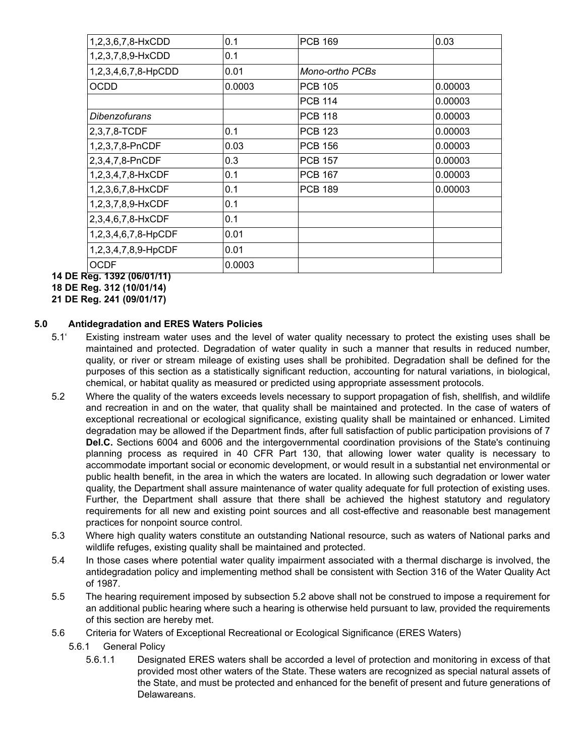| | | | |
|---|---|---|---|
| 1,2,3,6,7,8-HxCDD | 0.1 | PCB 169 | 0.03 |
| 1,2,3,7,8,9-HxCDD | 0.1 | | |
| 1,2,3,4,6,7,8-HpCDD | 0.01 | *Mono-ortho PCBs* | |
| OCDD | 0.0003 | PCB 105 | 0.00003 |
| | | PCB 114 | 0.00003 |
| *Dibenzofurans* | | PCB 118 | 0.00003 |
| 2,3,7,8-TCDF | 0.1 | PCB 123 | 0.00003 |
| 1,2,3,7,8-PnCDF | 0.03 | PCB 156 | 0.00003 |
| 2,3,4,7,8-PnCDF | 0.3 | PCB 157 | 0.00003 |
| 1,2,3,4,7,8-HxCDF | 0.1 | PCB 167 | 0.00003 |
| 1,2,3,6,7,8-HxCDF | 0.1 | PCB 189 | 0.00003 |
| 1,2,3,7,8,9-HxCDF | 0.1 | | |
| 2,3,4,6,7,8-HxCDF | 0.1 | | |
| 1,2,3,4,6,7,8-HpCDF | 0.01 | | |
| 1,2,3,4,7,8,9-HpCDF | 0.01 | | |
| OCDF | 0.0003 | | |

**14 DE Reg. 1392 (06/01/11)**
**18 DE Reg. 312 (10/01/14)**
**21 DE Reg. 241 (09/01/17)**

## 5.0 Antidegradation and ERES Waters Policies

5.1‘ Existing instream water uses and the level of water quality necessary to protect the existing uses shall be maintained and protected. Degradation of water quality in such a manner that results in reduced number, quality, or river or stream mileage of existing uses shall be prohibited. Degradation shall be defined for the purposes of this section as a statistically significant reduction, accounting for natural variations, in biological, chemical, or habitat quality as measured or predicted using appropriate assessment protocols.

5.2 Where the quality of the waters exceeds levels necessary to support propagation of fish, shellfish, and wildlife and recreation in and on the water, that quality shall be maintained and protected. In the case of waters of exceptional recreational or ecological significance, existing quality shall be maintained or enhanced. Limited degradation may be allowed if the Department finds, after full satisfaction of public participation provisions of 7 **Del.C.** Sections 6004 and 6006 and the intergovernmental coordination provisions of the State's continuing planning process as required in 40 CFR Part 130, that allowing lower water quality is necessary to accommodate important social or economic development, or would result in a substantial net environmental or public health benefit, in the area in which the waters are located. In allowing such degradation or lower water quality, the Department shall assure maintenance of water quality adequate for full protection of existing uses. Further, the Department shall assure that there shall be achieved the highest statutory and regulatory requirements for all new and existing point sources and all cost-effective and reasonable best management practices for nonpoint source control.

5.3 Where high quality waters constitute an outstanding National resource, such as waters of National parks and wildlife refuges, existing quality shall be maintained and protected.

5.4 In those cases where potential water quality impairment associated with a thermal discharge is involved, the antidegradation policy and implementing method shall be consistent with Section 316 of the Water Quality Act of 1987.

5.5 The hearing requirement imposed by subsection 5.2 above shall not be construed to impose a requirement for an additional public hearing where such a hearing is otherwise held pursuant to law, provided the requirements of this section are hereby met.

5.6 Criteria for Waters of Exceptional Recreational or Ecological Significance (ERES Waters)

5.6.1 General Policy

5.6.1.1 Designated ERES waters shall be accorded a level of protection and monitoring in excess of that provided most other waters of the State. These waters are recognized as special natural assets of the State, and must be protected and enhanced for the benefit of present and future generations of Delawareans.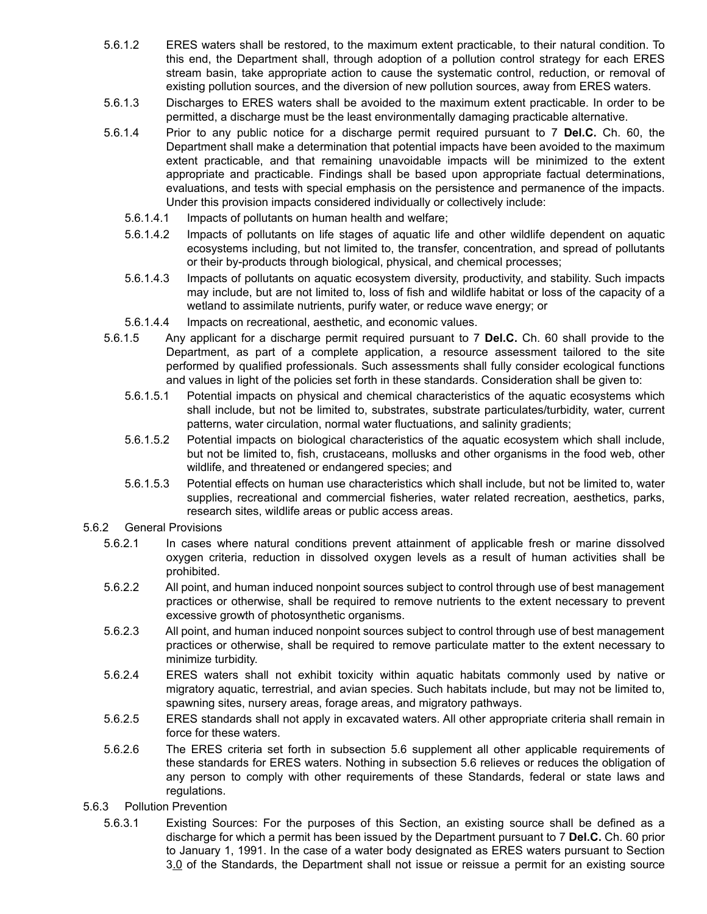5.6.1.2 ERES waters shall be restored, to the maximum extent practicable, to their natural condition. To this end, the Department shall, through adoption of a pollution control strategy for each ERES stream basin, take appropriate action to cause the systematic control, reduction, or removal of existing pollution sources, and the diversion of new pollution sources, away from ERES waters.

5.6.1.3 Discharges to ERES waters shall be avoided to the maximum extent practicable. In order to be permitted, a discharge must be the least environmentally damaging practicable alternative.

5.6.1.4 Prior to any public notice for a discharge permit required pursuant to 7 **Del.C.** Ch. 60, the Department shall make a determination that potential impacts have been avoided to the maximum extent practicable, and that remaining unavoidable impacts will be minimized to the extent appropriate and practicable. Findings shall be based upon appropriate factual determinations, evaluations, and tests with special emphasis on the persistence and permanence of the impacts. Under this provision impacts considered individually or collectively include:

5.6.1.4.1 Impacts of pollutants on human health and welfare;

5.6.1.4.2 Impacts of pollutants on life stages of aquatic life and other wildlife dependent on aquatic ecosystems including, but not limited to, the transfer, concentration, and spread of pollutants or their by-products through biological, physical, and chemical processes;

5.6.1.4.3 Impacts of pollutants on aquatic ecosystem diversity, productivity, and stability. Such impacts may include, but are not limited to, loss of fish and wildlife habitat or loss of the capacity of a wetland to assimilate nutrients, purify water, or reduce wave energy; or

5.6.1.4.4 Impacts on recreational, aesthetic, and economic values.

5.6.1.5 Any applicant for a discharge permit required pursuant to 7 **Del.C.** Ch. 60 shall provide to the Department, as part of a complete application, a resource assessment tailored to the site performed by qualified professionals. Such assessments shall fully consider ecological functions and values in light of the policies set forth in these standards. Consideration shall be given to:

5.6.1.5.1 Potential impacts on physical and chemical characteristics of the aquatic ecosystems which shall include, but not be limited to, substrates, substrate particulates/turbidity, water, current patterns, water circulation, normal water fluctuations, and salinity gradients;

5.6.1.5.2 Potential impacts on biological characteristics of the aquatic ecosystem which shall include, but not be limited to, fish, crustaceans, mollusks and other organisms in the food web, other wildlife, and threatened or endangered species; and

5.6.1.5.3 Potential effects on human use characteristics which shall include, but not be limited to, water supplies, recreational and commercial fisheries, water related recreation, aesthetics, parks, research sites, wildlife areas or public access areas.

5.6.2 General Provisions

5.6.2.1 In cases where natural conditions prevent attainment of applicable fresh or marine dissolved oxygen criteria, reduction in dissolved oxygen levels as a result of human activities shall be prohibited.

5.6.2.2 All point, and human induced nonpoint sources subject to control through use of best management practices or otherwise, shall be required to remove nutrients to the extent necessary to prevent excessive growth of photosynthetic organisms.

5.6.2.3 All point, and human induced nonpoint sources subject to control through use of best management practices or otherwise, shall be required to remove particulate matter to the extent necessary to minimize turbidity.

5.6.2.4 ERES waters shall not exhibit toxicity within aquatic habitats commonly used by native or migratory aquatic, terrestrial, and avian species. Such habitats include, but may not be limited to, spawning sites, nursery areas, forage areas, and migratory pathways.

5.6.2.5 ERES standards shall not apply in excavated waters. All other appropriate criteria shall remain in force for these waters.

5.6.2.6 The ERES criteria set forth in subsection 5.6 supplement all other applicable requirements of these standards for ERES waters. Nothing in subsection 5.6 relieves or reduces the obligation of any person to comply with other requirements of these Standards, federal or state laws and regulations.

5.6.3 Pollution Prevention

5.6.3.1 Existing Sources: For the purposes of this Section, an existing source shall be defined as a discharge for which a permit has been issued by the Department pursuant to 7 **Del.C.** Ch. 60 prior to January 1, 1991. In the case of a water body designated as ERES waters pursuant to Section 3.0 of the Standards, the Department shall not issue or reissue a permit for an existing source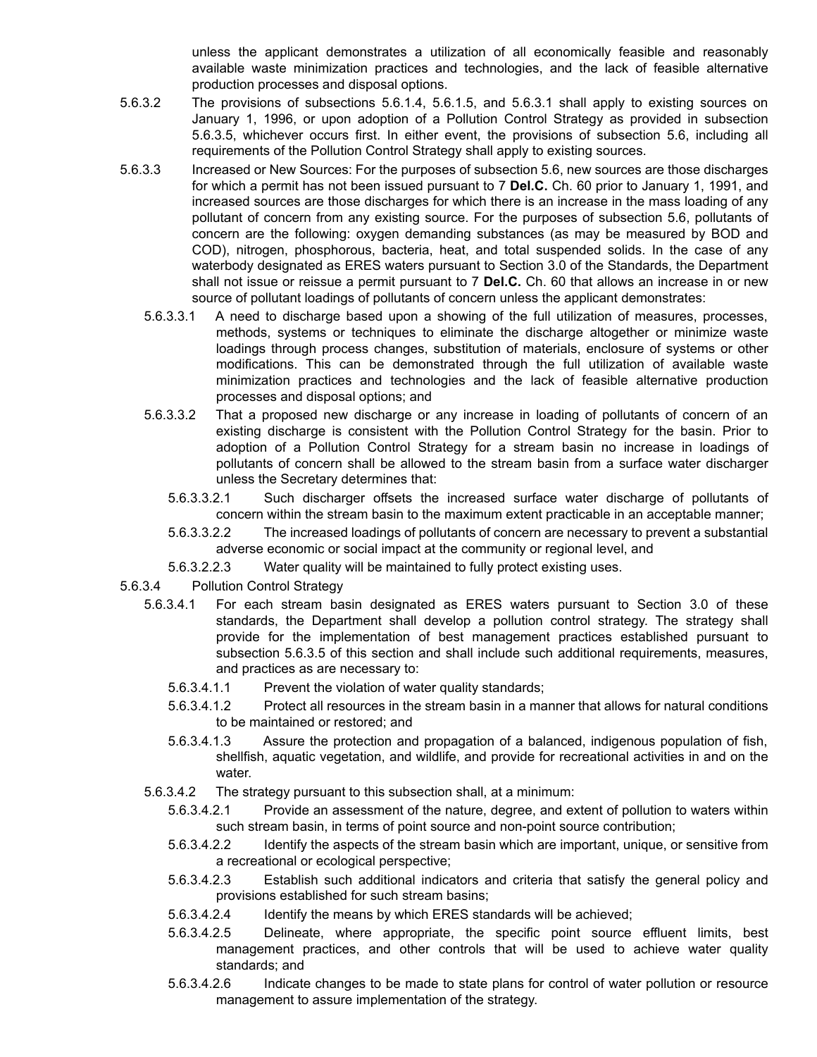unless the applicant demonstrates a utilization of all economically feasible and reasonably available waste minimization practices and technologies, and the lack of feasible alternative production processes and disposal options.

5.6.3.2 The provisions of subsections 5.6.1.4, 5.6.1.5, and 5.6.3.1 shall apply to existing sources on January 1, 1996, or upon adoption of a Pollution Control Strategy as provided in subsection 5.6.3.5, whichever occurs first. In either event, the provisions of subsection 5.6, including all requirements of the Pollution Control Strategy shall apply to existing sources.

5.6.3.3 Increased or New Sources: For the purposes of subsection 5.6, new sources are those discharges for which a permit has not been issued pursuant to 7 **Del.C.** Ch. 60 prior to January 1, 1991, and increased sources are those discharges for which there is an increase in the mass loading of any pollutant of concern from any existing source. For the purposes of subsection 5.6, pollutants of concern are the following: oxygen demanding substances (as may be measured by BOD and COD), nitrogen, phosphorous, bacteria, heat, and total suspended solids. In the case of any waterbody designated as ERES waters pursuant to Section 3.0 of the Standards, the Department shall not issue or reissue a permit pursuant to 7 **Del.C.** Ch. 60 that allows an increase in or new source of pollutant loadings of pollutants of concern unless the applicant demonstrates:

5.6.3.3.1 A need to discharge based upon a showing of the full utilization of measures, processes, methods, systems or techniques to eliminate the discharge altogether or minimize waste loadings through process changes, substitution of materials, enclosure of systems or other modifications. This can be demonstrated through the full utilization of available waste minimization practices and technologies and the lack of feasible alternative production processes and disposal options; and

5.6.3.3.2 That a proposed new discharge or any increase in loading of pollutants of concern of an existing discharge is consistent with the Pollution Control Strategy for the basin. Prior to adoption of a Pollution Control Strategy for a stream basin no increase in loadings of pollutants of concern shall be allowed to the stream basin from a surface water discharger unless the Secretary determines that:

5.6.3.3.2.1 Such discharger offsets the increased surface water discharge of pollutants of concern within the stream basin to the maximum extent practicable in an acceptable manner;

5.6.3.3.2.2 The increased loadings of pollutants of concern are necessary to prevent a substantial adverse economic or social impact at the community or regional level, and

5.6.3.2.2.3 Water quality will be maintained to fully protect existing uses.

5.6.3.4 Pollution Control Strategy

5.6.3.4.1 For each stream basin designated as ERES waters pursuant to Section 3.0 of these standards, the Department shall develop a pollution control strategy. The strategy shall provide for the implementation of best management practices established pursuant to subsection 5.6.3.5 of this section and shall include such additional requirements, measures, and practices as are necessary to:

5.6.3.4.1.1 Prevent the violation of water quality standards;

5.6.3.4.1.2 Protect all resources in the stream basin in a manner that allows for natural conditions to be maintained or restored; and

5.6.3.4.1.3 Assure the protection and propagation of a balanced, indigenous population of fish, shellfish, aquatic vegetation, and wildlife, and provide for recreational activities in and on the water.

5.6.3.4.2 The strategy pursuant to this subsection shall, at a minimum:

5.6.3.4.2.1 Provide an assessment of the nature, degree, and extent of pollution to waters within such stream basin, in terms of point source and non-point source contribution;

5.6.3.4.2.2 Identify the aspects of the stream basin which are important, unique, or sensitive from a recreational or ecological perspective;

5.6.3.4.2.3 Establish such additional indicators and criteria that satisfy the general policy and provisions established for such stream basins;

5.6.3.4.2.4 Identify the means by which ERES standards will be achieved;

5.6.3.4.2.5 Delineate, where appropriate, the specific point source effluent limits, best management practices, and other controls that will be used to achieve water quality standards; and

5.6.3.4.2.6 Indicate changes to be made to state plans for control of water pollution or resource management to assure implementation of the strategy.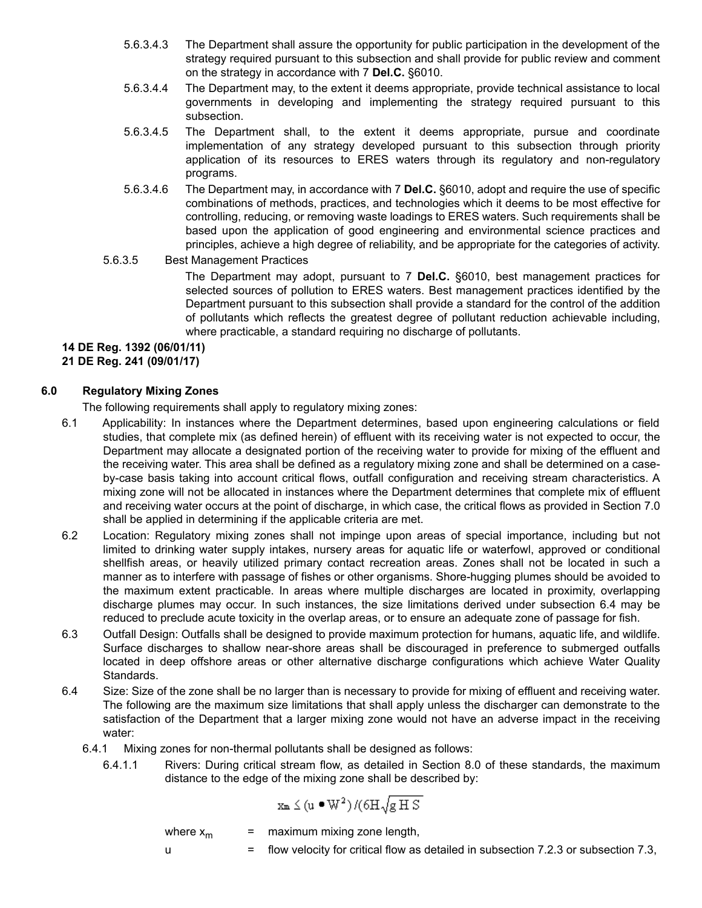5.6.3.4.3 The Department shall assure the opportunity for public participation in the development of the strategy required pursuant to this subsection and shall provide for public review and comment on the strategy in accordance with 7 **Del.C.** §6010.

5.6.3.4.4 The Department may, to the extent it deems appropriate, provide technical assistance to local governments in developing and implementing the strategy required pursuant to this subsection.

5.6.3.4.5 The Department shall, to the extent it deems appropriate, pursue and coordinate implementation of any strategy developed pursuant to this subsection through priority application of its resources to ERES waters through its regulatory and non-regulatory programs.

5.6.3.4.6 The Department may, in accordance with 7 **Del.C.** §6010, adopt and require the use of specific combinations of methods, practices, and technologies which it deems to be most effective for controlling, reducing, or removing waste loadings to ERES waters. Such requirements shall be based upon the application of good engineering and environmental science practices and principles, achieve a high degree of reliability, and be appropriate for the categories of activity.

5.6.3.5 Best Management Practices

The Department may adopt, pursuant to 7 **Del.C.** §6010, best management practices for selected sources of pollution to ERES waters. Best management practices identified by the Department pursuant to this subsection shall provide a standard for the control of the addition of pollutants which reflects the greatest degree of pollutant reduction achievable including, where practicable, a standard requiring no discharge of pollutants.

**14 DE Reg. 1392 (06/01/11)**
**21 DE Reg. 241 (09/01/17)**

## 6.0 Regulatory Mixing Zones

The following requirements shall apply to regulatory mixing zones:

6.1 Applicability: In instances where the Department determines, based upon engineering calculations or field studies, that complete mix (as defined herein) of effluent with its receiving water is not expected to occur, the Department may allocate a designated portion of the receiving water to provide for mixing of the effluent and the receiving water. This area shall be defined as a regulatory mixing zone and shall be determined on a case-by-case basis taking into account critical flows, outfall configuration and receiving stream characteristics. A mixing zone will not be allocated in instances where the Department determines that complete mix of effluent and receiving water occurs at the point of discharge, in which case, the critical flows as provided in Section 7.0 shall be applied in determining if the applicable criteria are met.

6.2 Location: Regulatory mixing zones shall not impinge upon areas of special importance, including but not limited to drinking water supply intakes, nursery areas for aquatic life or waterfowl, approved or conditional shellfish areas, or heavily utilized primary contact recreation areas. Zones shall not be located in such a manner as to interfere with passage of fishes or other organisms. Shore-hugging plumes should be avoided to the maximum extent practicable. In areas where multiple discharges are located in proximity, overlapping discharge plumes may occur. In such instances, the size limitations derived under subsection 6.4 may be reduced to preclude acute toxicity in the overlap areas, or to ensure an adequate zone of passage for fish.

6.3 Outfall Design: Outfalls shall be designed to provide maximum protection for humans, aquatic life, and wildlife. Surface discharges to shallow near-shore areas shall be discouraged in preference to submerged outfalls located in deep offshore areas or other alternative discharge configurations which achieve Water Quality Standards.

6.4 Size: Size of the zone shall be no larger than is necessary to provide for mixing of effluent and receiving water. The following are the maximum size limitations that shall apply unless the discharger can demonstrate to the satisfaction of the Department that a larger mixing zone would not have an adverse impact in the receiving water:

6.4.1 Mixing zones for non-thermal pollutants shall be designed as follows:

6.4.1.1 Rivers: During critical stream flow, as detailed in Section 8.0 of these standards, the maximum distance to the edge of the mixing zone shall be described by:

$$x_m \leq (u \bullet W^2) / (6H\sqrt{g\,H\,S}$$

where $x_m$ = maximum mixing zone length,

u = flow velocity for critical flow as detailed in subsection 7.2.3 or subsection 7.3,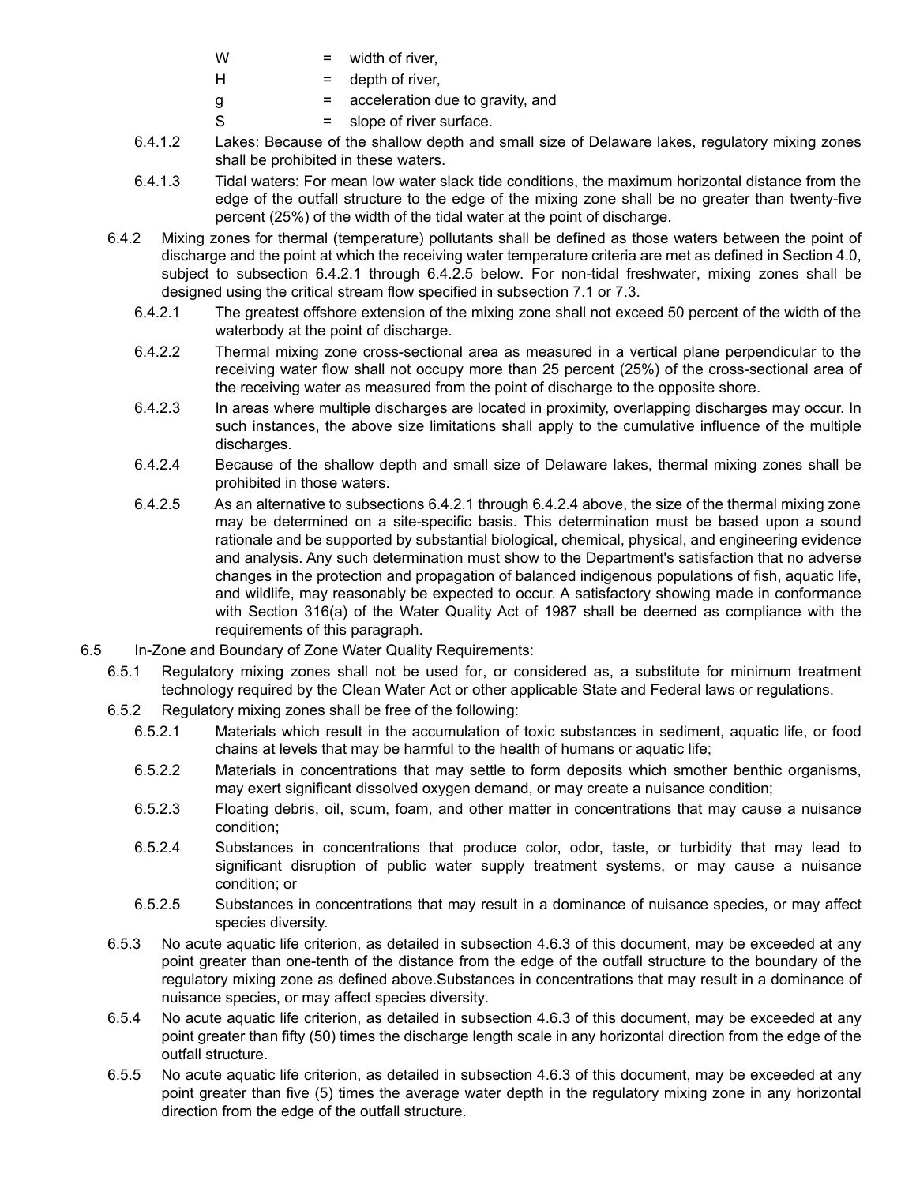W = width of river,

H = depth of river,

g = acceleration due to gravity, and

S = slope of river surface.

6.4.1.2 Lakes: Because of the shallow depth and small size of Delaware lakes, regulatory mixing zones shall be prohibited in these waters.

6.4.1.3 Tidal waters: For mean low water slack tide conditions, the maximum horizontal distance from the edge of the outfall structure to the edge of the mixing zone shall be no greater than twenty-five percent (25%) of the width of the tidal water at the point of discharge.

6.4.2 Mixing zones for thermal (temperature) pollutants shall be defined as those waters between the point of discharge and the point at which the receiving water temperature criteria are met as defined in Section 4.0, subject to subsection 6.4.2.1 through 6.4.2.5 below. For non-tidal freshwater, mixing zones shall be designed using the critical stream flow specified in subsection 7.1 or 7.3.

6.4.2.1 The greatest offshore extension of the mixing zone shall not exceed 50 percent of the width of the waterbody at the point of discharge.

6.4.2.2 Thermal mixing zone cross-sectional area as measured in a vertical plane perpendicular to the receiving water flow shall not occupy more than 25 percent (25%) of the cross-sectional area of the receiving water as measured from the point of discharge to the opposite shore.

6.4.2.3 In areas where multiple discharges are located in proximity, overlapping discharges may occur. In such instances, the above size limitations shall apply to the cumulative influence of the multiple discharges.

6.4.2.4 Because of the shallow depth and small size of Delaware lakes, thermal mixing zones shall be prohibited in those waters.

6.4.2.5 As an alternative to subsections 6.4.2.1 through 6.4.2.4 above, the size of the thermal mixing zone may be determined on a site-specific basis. This determination must be based upon a sound rationale and be supported by substantial biological, chemical, physical, and engineering evidence and analysis. Any such determination must show to the Department's satisfaction that no adverse changes in the protection and propagation of balanced indigenous populations of fish, aquatic life, and wildlife, may reasonably be expected to occur. A satisfactory showing made in conformance with Section 316(a) of the Water Quality Act of 1987 shall be deemed as compliance with the requirements of this paragraph.

6.5 In-Zone and Boundary of Zone Water Quality Requirements:

6.5.1 Regulatory mixing zones shall not be used for, or considered as, a substitute for minimum treatment technology required by the Clean Water Act or other applicable State and Federal laws or regulations.

6.5.2 Regulatory mixing zones shall be free of the following:

6.5.2.1 Materials which result in the accumulation of toxic substances in sediment, aquatic life, or food chains at levels that may be harmful to the health of humans or aquatic life;

6.5.2.2 Materials in concentrations that may settle to form deposits which smother benthic organisms, may exert significant dissolved oxygen demand, or may create a nuisance condition;

6.5.2.3 Floating debris, oil, scum, foam, and other matter in concentrations that may cause a nuisance condition;

6.5.2.4 Substances in concentrations that produce color, odor, taste, or turbidity that may lead to significant disruption of public water supply treatment systems, or may cause a nuisance condition; or

6.5.2.5 Substances in concentrations that may result in a dominance of nuisance species, or may affect species diversity.

6.5.3 No acute aquatic life criterion, as detailed in subsection 4.6.3 of this document, may be exceeded at any point greater than one-tenth of the distance from the edge of the outfall structure to the boundary of the regulatory mixing zone as defined above.Substances in concentrations that may result in a dominance of nuisance species, or may affect species diversity.

6.5.4 No acute aquatic life criterion, as detailed in subsection 4.6.3 of this document, may be exceeded at any point greater than fifty (50) times the discharge length scale in any horizontal direction from the edge of the outfall structure.

6.5.5 No acute aquatic life criterion, as detailed in subsection 4.6.3 of this document, may be exceeded at any point greater than five (5) times the average water depth in the regulatory mixing zone in any horizontal direction from the edge of the outfall structure.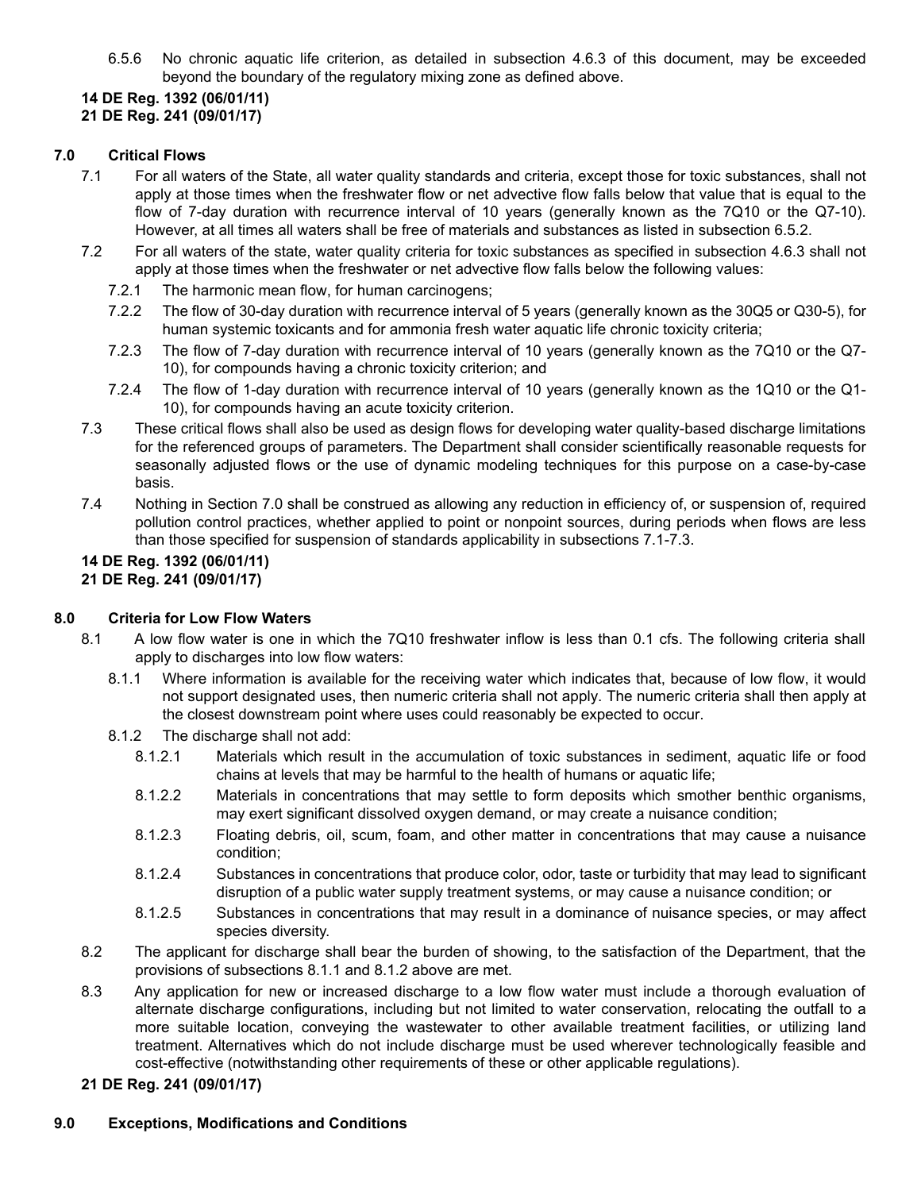6.5.6 No chronic aquatic life criterion, as detailed in subsection 4.6.3 of this document, may be exceeded beyond the boundary of the regulatory mixing zone as defined above.

**14 DE Reg. 1392 (06/01/11)**
**21 DE Reg. 241 (09/01/17)**

## 7.0 Critical Flows

7.1 For all waters of the State, all water quality standards and criteria, except those for toxic substances, shall not apply at those times when the freshwater flow or net advective flow falls below that value that is equal to the flow of 7-day duration with recurrence interval of 10 years (generally known as the 7Q10 or the Q7-10). However, at all times all waters shall be free of materials and substances as listed in subsection 6.5.2.

7.2 For all waters of the state, water quality criteria for toxic substances as specified in subsection 4.6.3 shall not apply at those times when the freshwater or net advective flow falls below the following values:

7.2.1 The harmonic mean flow, for human carcinogens;

7.2.2 The flow of 30-day duration with recurrence interval of 5 years (generally known as the 30Q5 or Q30-5), for human systemic toxicants and for ammonia fresh water aquatic life chronic toxicity criteria;

7.2.3 The flow of 7-day duration with recurrence interval of 10 years (generally known as the 7Q10 or the Q7-10), for compounds having a chronic toxicity criterion; and

7.2.4 The flow of 1-day duration with recurrence interval of 10 years (generally known as the 1Q10 or the Q1-10), for compounds having an acute toxicity criterion.

7.3 These critical flows shall also be used as design flows for developing water quality-based discharge limitations for the referenced groups of parameters. The Department shall consider scientifically reasonable requests for seasonally adjusted flows or the use of dynamic modeling techniques for this purpose on a case-by-case basis.

7.4 Nothing in Section 7.0 shall be construed as allowing any reduction in efficiency of, or suspension of, required pollution control practices, whether applied to point or nonpoint sources, during periods when flows are less than those specified for suspension of standards applicability in subsections 7.1-7.3.

**14 DE Reg. 1392 (06/01/11)**
**21 DE Reg. 241 (09/01/17)**

## 8.0 Criteria for Low Flow Waters

8.1 A low flow water is one in which the 7Q10 freshwater inflow is less than 0.1 cfs. The following criteria shall apply to discharges into low flow waters:

8.1.1 Where information is available for the receiving water which indicates that, because of low flow, it would not support designated uses, then numeric criteria shall not apply. The numeric criteria shall then apply at the closest downstream point where uses could reasonably be expected to occur.

8.1.2 The discharge shall not add:

8.1.2.1 Materials which result in the accumulation of toxic substances in sediment, aquatic life or food chains at levels that may be harmful to the health of humans or aquatic life;

8.1.2.2 Materials in concentrations that may settle to form deposits which smother benthic organisms, may exert significant dissolved oxygen demand, or may create a nuisance condition;

8.1.2.3 Floating debris, oil, scum, foam, and other matter in concentrations that may cause a nuisance condition;

8.1.2.4 Substances in concentrations that produce color, odor, taste or turbidity that may lead to significant disruption of a public water supply treatment systems, or may cause a nuisance condition; or

8.1.2.5 Substances in concentrations that may result in a dominance of nuisance species, or may affect species diversity.

8.2 The applicant for discharge shall bear the burden of showing, to the satisfaction of the Department, that the provisions of subsections 8.1.1 and 8.1.2 above are met.

8.3 Any application for new or increased discharge to a low flow water must include a thorough evaluation of alternate discharge configurations, including but not limited to water conservation, relocating the outfall to a more suitable location, conveying the wastewater to other available treatment facilities, or utilizing land treatment. Alternatives which do not include discharge must be used wherever technologically feasible and cost-effective (notwithstanding other requirements of these or other applicable regulations).

**21 DE Reg. 241 (09/01/17)**

## 9.0 Exceptions, Modifications and Conditions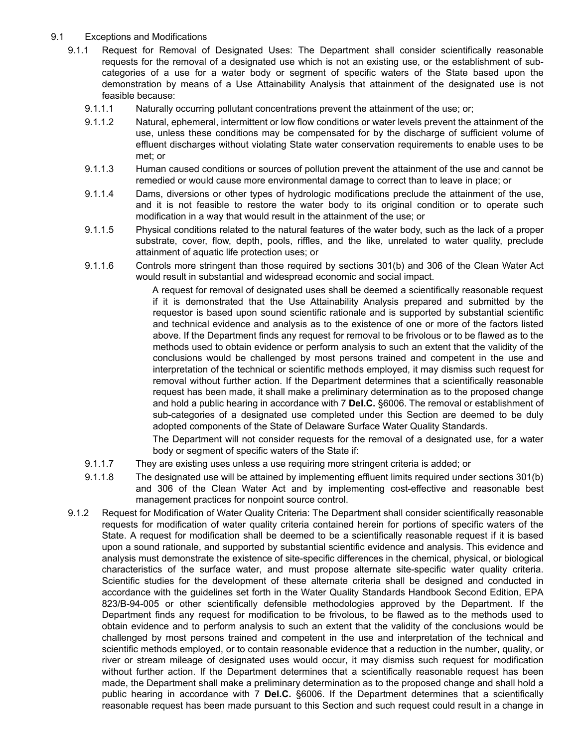9.1 Exceptions and Modifications

9.1.1 Request for Removal of Designated Uses: The Department shall consider scientifically reasonable requests for the removal of a designated use which is not an existing use, or the establishment of sub-categories of a use for a water body or segment of specific waters of the State based upon the demonstration by means of a Use Attainability Analysis that attainment of the designated use is not feasible because:

9.1.1.1 Naturally occurring pollutant concentrations prevent the attainment of the use; or;

9.1.1.2 Natural, ephemeral, intermittent or low flow conditions or water levels prevent the attainment of the use, unless these conditions may be compensated for by the discharge of sufficient volume of effluent discharges without violating State water conservation requirements to enable uses to be met; or

9.1.1.3 Human caused conditions or sources of pollution prevent the attainment of the use and cannot be remedied or would cause more environmental damage to correct than to leave in place; or

9.1.1.4 Dams, diversions or other types of hydrologic modifications preclude the attainment of the use, and it is not feasible to restore the water body to its original condition or to operate such modification in a way that would result in the attainment of the use; or

9.1.1.5 Physical conditions related to the natural features of the water body, such as the lack of a proper substrate, cover, flow, depth, pools, riffles, and the like, unrelated to water quality, preclude attainment of aquatic life protection uses; or

9.1.1.6 Controls more stringent than those required by sections 301(b) and 306 of the Clean Water Act would result in substantial and widespread economic and social impact.

A request for removal of designated uses shall be deemed a scientifically reasonable request if it is demonstrated that the Use Attainability Analysis prepared and submitted by the requestor is based upon sound scientific rationale and is supported by substantial scientific and technical evidence and analysis as to the existence of one or more of the factors listed above. If the Department finds any request for removal to be frivolous or to be flawed as to the methods used to obtain evidence or perform analysis to such an extent that the validity of the conclusions would be challenged by most persons trained and competent in the use and interpretation of the technical or scientific methods employed, it may dismiss such request for removal without further action. If the Department determines that a scientifically reasonable request has been made, it shall make a preliminary determination as to the proposed change and hold a public hearing in accordance with 7 **Del.C.** §6006. The removal or establishment of sub-categories of a designated use completed under this Section are deemed to be duly adopted components of the State of Delaware Surface Water Quality Standards.

The Department will not consider requests for the removal of a designated use, for a water body or segment of specific waters of the State if:

9.1.1.7 They are existing uses unless a use requiring more stringent criteria is added; or

9.1.1.8 The designated use will be attained by implementing effluent limits required under sections 301(b) and 306 of the Clean Water Act and by implementing cost-effective and reasonable best management practices for nonpoint source control.

9.1.2 Request for Modification of Water Quality Criteria: The Department shall consider scientifically reasonable requests for modification of water quality criteria contained herein for portions of specific waters of the State. A request for modification shall be deemed to be a scientifically reasonable request if it is based upon a sound rationale, and supported by substantial scientific evidence and analysis. This evidence and analysis must demonstrate the existence of site-specific differences in the chemical, physical, or biological characteristics of the surface water, and must propose alternate site-specific water quality criteria. Scientific studies for the development of these alternate criteria shall be designed and conducted in accordance with the guidelines set forth in the Water Quality Standards Handbook Second Edition, EPA 823/B-94-005 or other scientifically defensible methodologies approved by the Department. If the Department finds any request for modification to be frivolous, to be flawed as to the methods used to obtain evidence and to perform analysis to such an extent that the validity of the conclusions would be challenged by most persons trained and competent in the use and interpretation of the technical and scientific methods employed, or to contain reasonable evidence that a reduction in the number, quality, or river or stream mileage of designated uses would occur, it may dismiss such request for modification without further action. If the Department determines that a scientifically reasonable request has been made, the Department shall make a preliminary determination as to the proposed change and shall hold a public hearing in accordance with 7 **Del.C.** §6006. If the Department determines that a scientifically reasonable request has been made pursuant to this Section and such request could result in a change in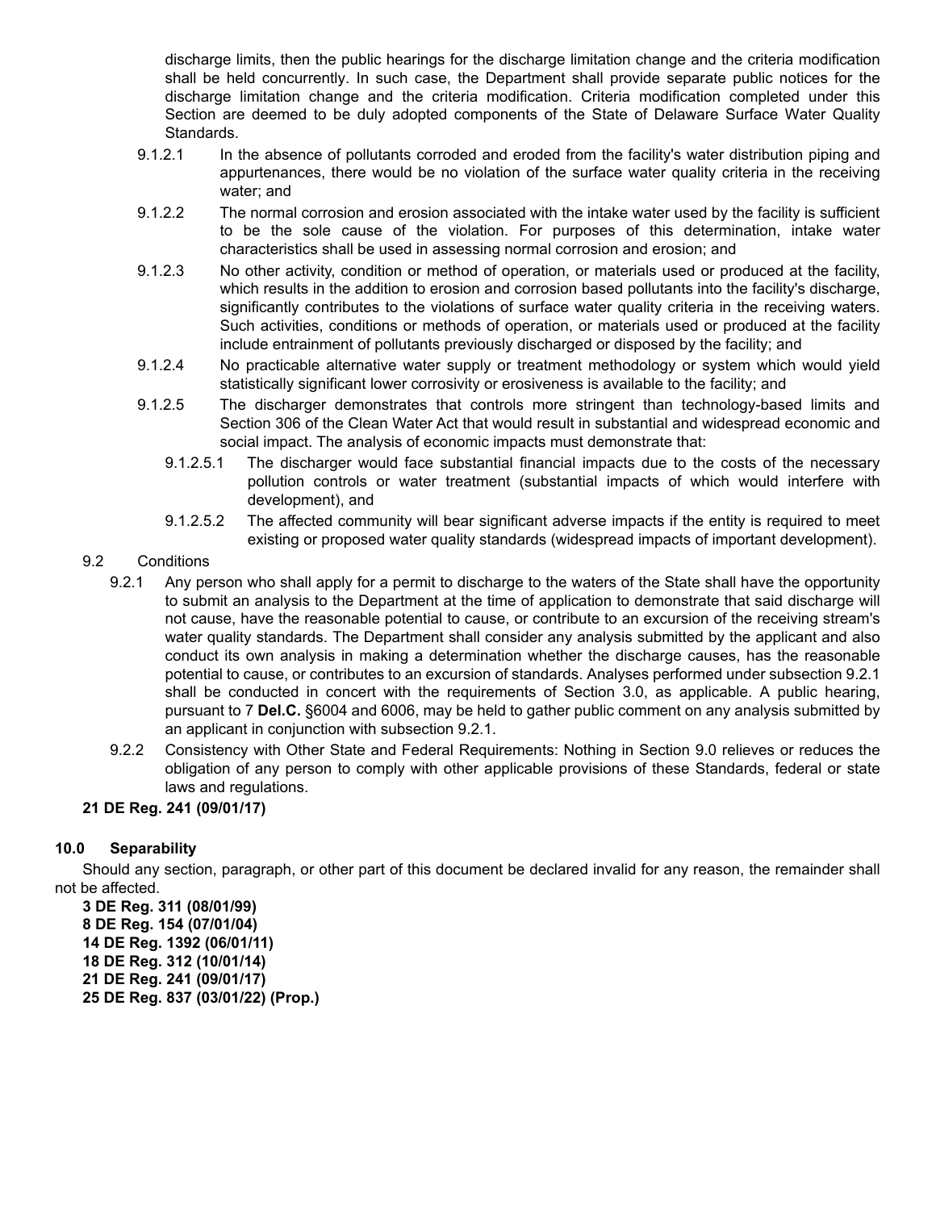discharge limits, then the public hearings for the discharge limitation change and the criteria modification shall be held concurrently. In such case, the Department shall provide separate public notices for the discharge limitation change and the criteria modification. Criteria modification completed under this Section are deemed to be duly adopted components of the State of Delaware Surface Water Quality Standards.

9.1.2.1 In the absence of pollutants corroded and eroded from the facility's water distribution piping and appurtenances, there would be no violation of the surface water quality criteria in the receiving water; and

9.1.2.2 The normal corrosion and erosion associated with the intake water used by the facility is sufficient to be the sole cause of the violation. For purposes of this determination, intake water characteristics shall be used in assessing normal corrosion and erosion; and

9.1.2.3 No other activity, condition or method of operation, or materials used or produced at the facility, which results in the addition to erosion and corrosion based pollutants into the facility's discharge, significantly contributes to the violations of surface water quality criteria in the receiving waters. Such activities, conditions or methods of operation, or materials used or produced at the facility include entrainment of pollutants previously discharged or disposed by the facility; and

9.1.2.4 No practicable alternative water supply or treatment methodology or system which would yield statistically significant lower corrosivity or erosiveness is available to the facility; and

9.1.2.5 The discharger demonstrates that controls more stringent than technology-based limits and Section 306 of the Clean Water Act that would result in substantial and widespread economic and social impact. The analysis of economic impacts must demonstrate that:

9.1.2.5.1 The discharger would face substantial financial impacts due to the costs of the necessary pollution controls or water treatment (substantial impacts of which would interfere with development), and

9.1.2.5.2 The affected community will bear significant adverse impacts if the entity is required to meet existing or proposed water quality standards (widespread impacts of important development).

9.2 Conditions

9.2.1 Any person who shall apply for a permit to discharge to the waters of the State shall have the opportunity to submit an analysis to the Department at the time of application to demonstrate that said discharge will not cause, have the reasonable potential to cause, or contribute to an excursion of the receiving stream's water quality standards. The Department shall consider any analysis submitted by the applicant and also conduct its own analysis in making a determination whether the discharge causes, has the reasonable potential to cause, or contributes to an excursion of standards. Analyses performed under subsection 9.2.1 shall be conducted in concert with the requirements of Section 3.0, as applicable. A public hearing, pursuant to 7 **Del.C.** §6004 and 6006, may be held to gather public comment on any analysis submitted by an applicant in conjunction with subsection 9.2.1.

9.2.2 Consistency with Other State and Federal Requirements: Nothing in Section 9.0 relieves or reduces the obligation of any person to comply with other applicable provisions of these Standards, federal or state laws and regulations.

**21 DE Reg. 241 (09/01/17)**

## 10.0 Separability

Should any section, paragraph, or other part of this document be declared invalid for any reason, the remainder shall not be affected.

**3 DE Reg. 311 (08/01/99)**
**8 DE Reg. 154 (07/01/04)**
**14 DE Reg. 1392 (06/01/11)**
**18 DE Reg. 312 (10/01/14)**
**21 DE Reg. 241 (09/01/17)**
**25 DE Reg. 837 (03/01/22) (Prop.)**